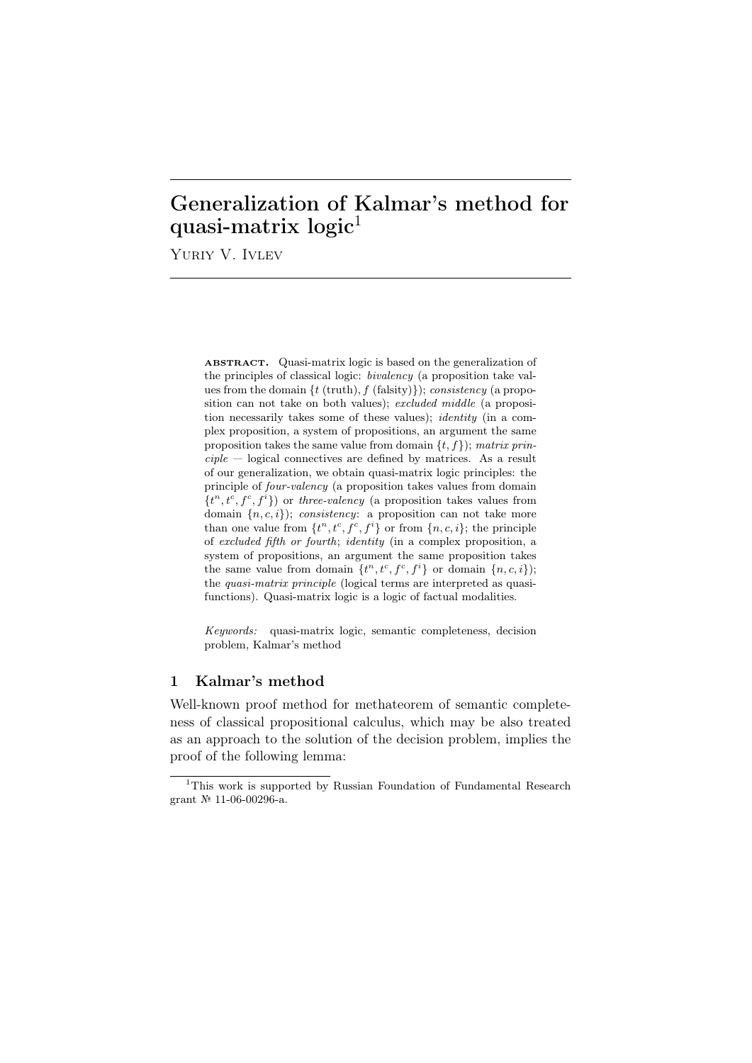# Generalization of Kalmar's method for quasi-matrix logic[1]

Yuriy V. Ivlev

**abstract.** Quasi-matrix logic is based on the generalization of the principles of classical logic: *bivalency* (a proposition take values from the domain $\{t$ (truth), $f$ (falsity)$\}$); *consistency* (a proposition can not take on both values); *excluded middle* (a proposition necessarily takes some of these values); *identity* (in a complex proposition, a system of propositions, an argument the same proposition takes the same value from domain $\{t, f\}$); *matrix principle* — logical connectives are defined by matrices. As a result of our generalization, we obtain quasi-matrix logic principles: the principle of *four-valency* (a proposition takes values from domain $\{t^n, t^c, f^c, f^i\}$) or *three-valency* (a proposition takes values from domain $\{n, c, i\}$); *consistency*: a proposition can not take more than one value from $\{t^n, t^c, f^c, f^i\}$ or from $\{n, c, i\}$; the principle of *excluded fifth or fourth*; *identity* (in a complex proposition, a system of propositions, an argument the same proposition takes the same value from domain $\{t^n, t^c, f^c, f^i\}$ or domain $\{n, c, i\}$); the *quasi-matrix principle* (logical terms are interpreted as quasi-functions). Quasi-matrix logic is a logic of factual modalities.

*Keywords:* quasi-matrix logic, semantic completeness, decision problem, Kalmar's method

## 1 Kalmar's method

Well-known proof method for methateorem of semantic completeness of classical propositional calculus, which may be also treated as an approach to the solution of the decision problem, implies the proof of the following lemma:

[1] This work is supported by Russian Foundation of Fundamental Research grant № 11-06-00296-a.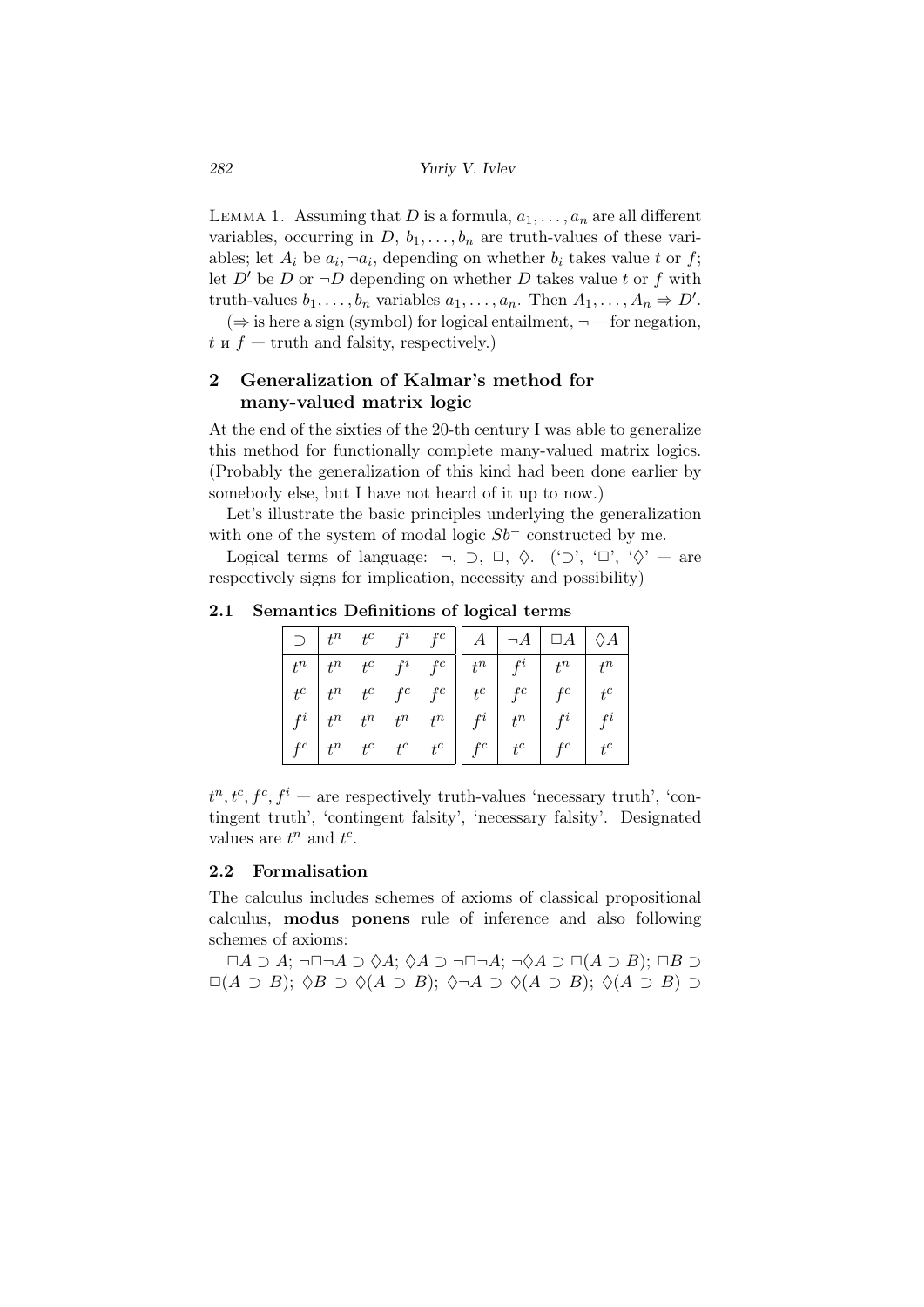LEMMA 1. Assuming that $D$ is a formula, $a_1, \ldots, a_n$ are all different variables, occurring in $D$, $b_1, \ldots, b_n$ are truth-values of these variables; let $A_i$ be $a_i, \neg a_i$, depending on whether $b_i$ takes value $t$ or $f$; let $D'$ be $D$ or $\neg D$ depending on whether $D$ takes value $t$ or $f$ with truth-values $b_1, \ldots, b_n$ variables $a_1, \ldots, a_n$. Then $A_1, \ldots, A_n \Rightarrow D'$.

($\Rightarrow$ is here a sign (symbol) for logical entailment, $\neg$ — for negation, $t$ и $f$ — truth and falsity, respectively.)

## 2 Generalization of Kalmar's method for many-valued matrix logic

At the end of the sixties of the 20-th century I was able to generalize this method for functionally complete many-valued matrix logics. (Probably the generalization of this kind had been done earlier by somebody else, but I have not heard of it up to now.)

Let's illustrate the basic principles underlying the generalization with one of the system of modal logic $Sb^-$ constructed by me.

Logical terms of language: $\neg$, $\supset$, $\Box$, $\Diamond$. ('$\supset$', '$\Box$', '$\Diamond$' — are respectively signs for implication, necessity and possibility)

### 2.1 Semantics Definitions of logical terms

| $\supset$ | $t^n$ | $t^c$ | $f^i$ | $f^c$ |
|---|---|---|---|---|
| $t^n$ | $t^n$ | $t^c$ | $f^i$ | $f^c$ |
| $t^c$ | $t^n$ | $t^c$ | $f^c$ | $f^c$ |
| $f^i$ | $t^n$ | $t^n$ | $t^n$ | $t^n$ |
| $f^c$ | $t^n$ | $t^c$ | $t^c$ | $t^c$ |

| $A$ | $\neg A$ | $\Box A$ | $\Diamond A$ |
|---|---|---|---|
| $t^n$ | $f^i$ | $t^n$ | $t^n$ |
| $t^c$ | $f^c$ | $f^c$ | $t^c$ |
| $f^i$ | $t^n$ | $f^i$ | $f^i$ |
| $f^c$ | $t^c$ | $f^c$ | $t^c$ |

$t^n, t^c, f^c, f^i$ — are respectively truth-values 'necessary truth', 'contingent truth', 'contingent falsity', 'necessary falsity'. Designated values are $t^n$ and $t^c$.

### 2.2 Formalisation

The calculus includes schemes of axioms of classical propositional calculus, **modus ponens** rule of inference and also following schemes of axioms:

$\Box A \supset A$; $\neg\Box\neg A \supset \Diamond A$; $\Diamond A \supset \neg\Box\neg A$; $\neg\Diamond A \supset \Box(A \supset B)$; $\Box B \supset \Box(A \supset B)$; $\Diamond B \supset \Diamond(A \supset B)$; $\Diamond\neg A \supset \Diamond(A \supset B)$; $\Diamond(A \supset B) \supset$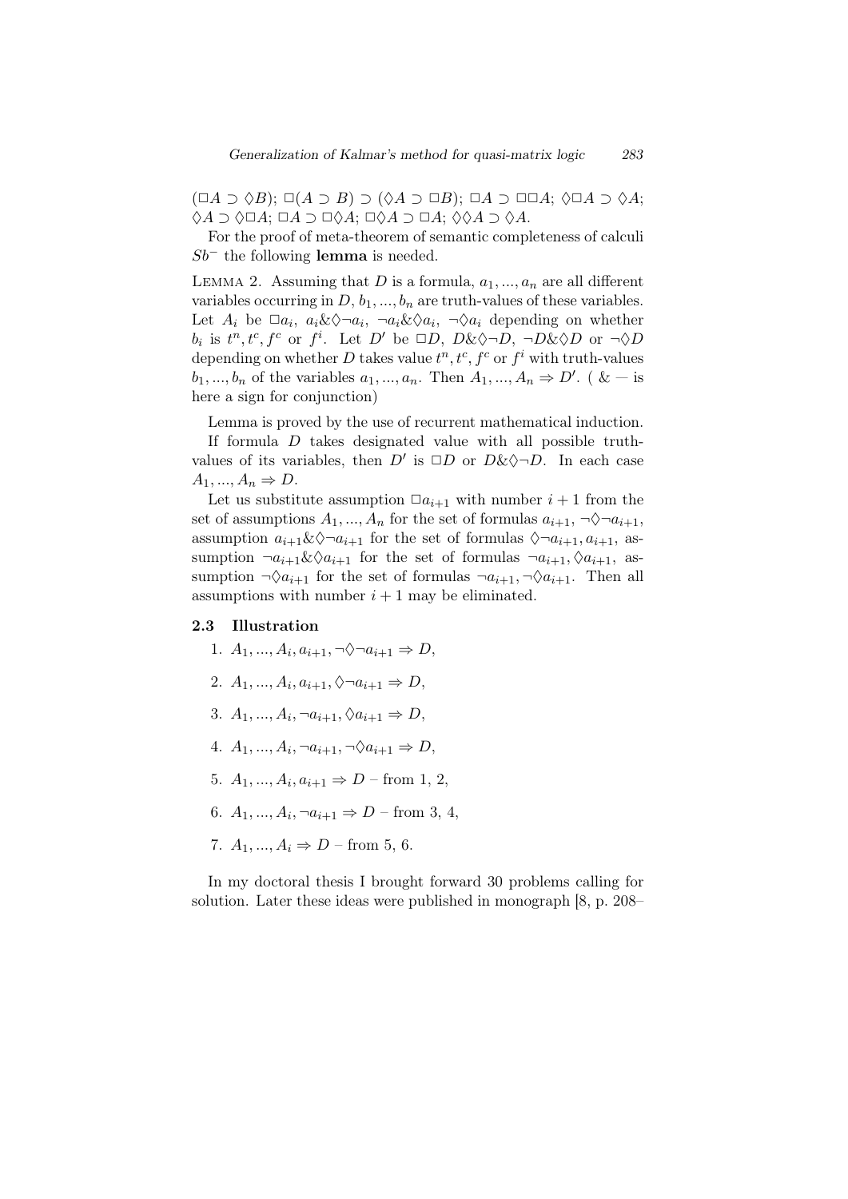$(\Box A \supset \Diamond B)$; $\Box(A \supset B) \supset (\Diamond A \supset \Box B)$; $\Box A \supset \Box\Box A$; $\Diamond\Box A \supset \Diamond A$; $\Diamond A \supset \Diamond\Box A$; $\Box A \supset \Box\Diamond A$; $\Box\Diamond A \supset \Box A$; $\Diamond\Diamond A \supset \Diamond A$.

For the proof of meta-theorem of semantic completeness of calculi $Sb^{-}$ the following **lemma** is needed.

Lemma 2. Assuming that $D$ is a formula, $a_1, ..., a_n$ are all different variables occurring in $D$, $b_1, ..., b_n$ are truth-values of these variables. Let $A_i$ be $\Box a_i$, $a_i \& \Diamond\neg a_i$, $\neg a_i \& \Diamond a_i$, $\neg\Diamond a_i$ depending on whether $b_i$ is $t^n, t^c, f^c$ or $f^i$. Let $D'$ be $\Box D$, $D \& \Diamond\neg D$, $\neg D \& \Diamond D$ or $\neg\Diamond D$ depending on whether $D$ takes value $t^n, t^c, f^c$ or $f^i$ with truth-values $b_1, ..., b_n$ of the variables $a_1, ..., a_n$. Then $A_1, ..., A_n \Rightarrow D'$. ( & — is here a sign for conjunction)

Lemma is proved by the use of recurrent mathematical induction.

If formula $D$ takes designated value with all possible truth-values of its variables, then $D'$ is $\Box D$ or $D \& \Diamond\neg D$. In each case $A_1, ..., A_n \Rightarrow D$.

Let us substitute assumption $\Box a_{i+1}$ with number $i+1$ from the set of assumptions $A_1, ..., A_n$ for the set of formulas $a_{i+1}$, $\neg\Diamond\neg a_{i+1}$, assumption $a_{i+1} \& \Diamond\neg a_{i+1}$ for the set of formulas $\Diamond\neg a_{i+1}, a_{i+1}$, assumption $\neg a_{i+1} \& \Diamond a_{i+1}$ for the set of formulas $\neg a_{i+1}, \Diamond a_{i+1}$, assumption $\neg\Diamond a_{i+1}$ for the set of formulas $\neg a_{i+1}, \neg\Diamond a_{i+1}$. Then all assumptions with number $i+1$ may be eliminated.

### 2.3 Illustration

1. $A_1, ..., A_i, a_{i+1}, \neg\Diamond\neg a_{i+1} \Rightarrow D$,
2. $A_1, ..., A_i, a_{i+1}, \Diamond\neg a_{i+1} \Rightarrow D$,
3. $A_1, ..., A_i, \neg a_{i+1}, \Diamond a_{i+1} \Rightarrow D$,
4. $A_1, ..., A_i, \neg a_{i+1}, \neg\Diamond a_{i+1} \Rightarrow D$,
5. $A_1, ..., A_i, a_{i+1} \Rightarrow D$ – from 1, 2,
6. $A_1, ..., A_i, \neg a_{i+1} \Rightarrow D$ – from 3, 4,
7. $A_1, ..., A_i \Rightarrow D$ – from 5, 6.

In my doctoral thesis I brought forward 30 problems calling for solution. Later these ideas were published in monograph [8, p. 208–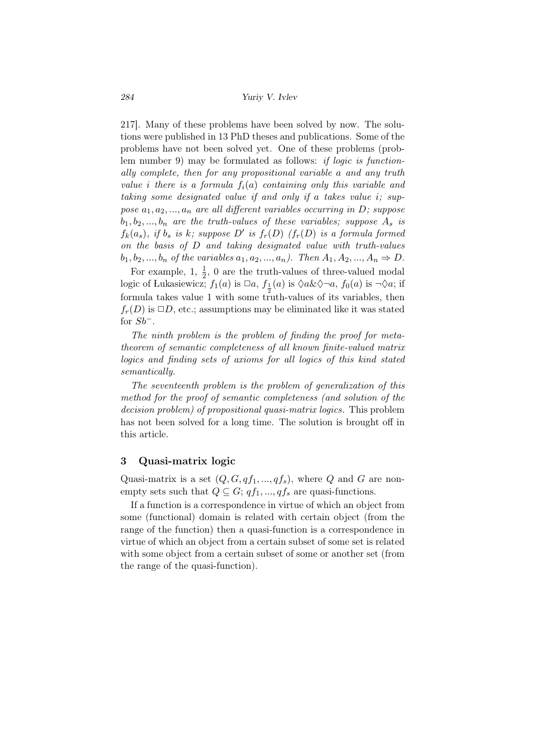217]. Many of these problems have been solved by now. The solutions were published in 13 PhD theses and publications. Some of the problems have not been solved yet. One of these problems (problem number 9) may be formulated as follows: *if logic is functionally complete, then for any propositional variable $a$ and any truth value $i$ there is a formula $f_i(a)$ containing only this variable and taking some designated value if and only if $a$ takes value $i$; suppose $a_1, a_2, ..., a_n$ are all different variables occurring in $D$; suppose $b_1, b_2, ..., b_n$ are the truth-values of these variables; suppose $A_s$ is $f_k(a_s)$, if $b_s$ is $k$; suppose $D'$ is $f_r(D)$ ($f_r(D)$ is a formula formed on the basis of $D$ and taking designated value with truth-values $b_1, b_2, ..., b_n$ of the variables $a_1, a_2, ..., a_n$). Then $A_1, A_2, ..., A_n \Rightarrow D$.*

For example, 1, $\frac{1}{2}$, 0 are the truth-values of three-valued modal logic of Łukasiewicz; $f_1(a)$ is $\Box a$, $f_{\frac{1}{2}}(a)$ is $\Diamond a \& \Diamond \neg a$, $f_0(a)$ is $\neg \Diamond a$; if formula takes value 1 with some truth-values of its variables, then $f_r(D)$ is $\Box D$, etc.; assumptions may be eliminated like it was stated for $Sb^-$.

*The ninth problem is the problem of finding the proof for metatheorem of semantic completeness of all known finite-valued matrix logics and finding sets of axioms for all logics of this kind stated semantically.*

*The seventeenth problem is the problem of generalization of this method for the proof of semantic completeness (and solution of the decision problem) of propositional quasi-matrix logics.* This problem has not been solved for a long time. The solution is brought off in this article.

## 3 Quasi-matrix logic

Quasi-matrix is a set $(Q, G, qf_1, ..., qf_s)$, where $Q$ and $G$ are nonempty sets such that $Q \subseteq G$; $qf_1, ..., qf_s$ are quasi-functions.

If a function is a correspondence in virtue of which an object from some (functional) domain is related with certain object (from the range of the function) then a quasi-function is a correspondence in virtue of which an object from a certain subset of some set is related with some object from a certain subset of some or another set (from the range of the quasi-function).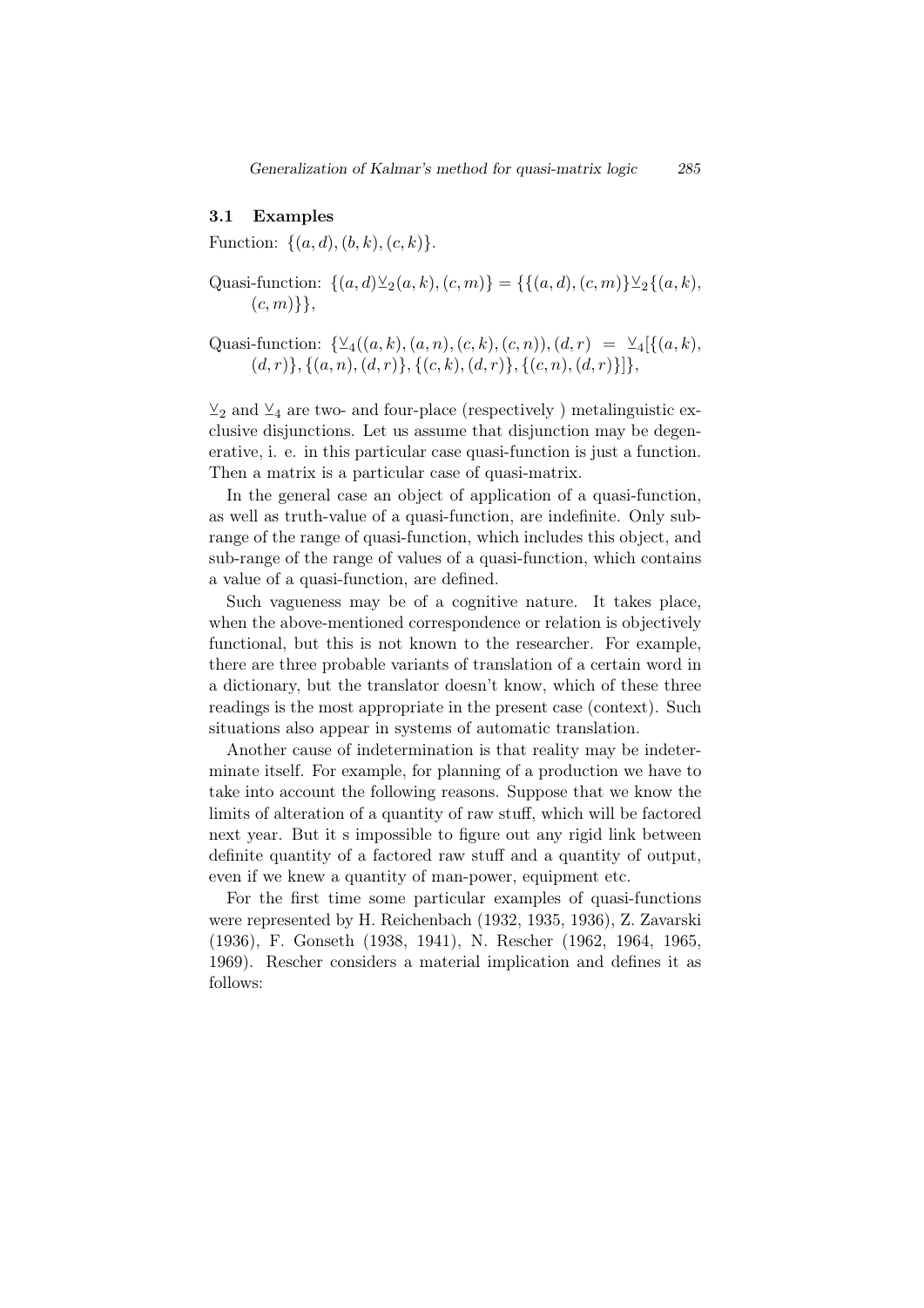### 3.1 Examples

Function: $\{(a,d),(b,k),(c,k)\}$.

Quasi-function: $\{(a,d)\veebar_2(a,k),(c,m)\} = \{\{(a,d),(c,m)\}\veebar_2\{(a,k),(c,m)\}\}$,

Quasi-function: $\{\veebar_4((a,k),(a,n),(c,k),(c,n)),(d,r) = \veebar_4[\{(a,k),(d,r)\},\{(a,n),(d,r)\},\{(c,k),(d,r)\},\{(c,n),(d,r)\}]\}$,

$\veebar_2$ and $\veebar_4$ are two- and four-place (respectively ) metalinguistic exclusive disjunctions. Let us assume that disjunction may be degenerative, i. e. in this particular case quasi-function is just a function. Then a matrix is a particular case of quasi-matrix.

In the general case an object of application of a quasi-function, as well as truth-value of a quasi-function, are indefinite. Only sub-range of the range of quasi-function, which includes this object, and sub-range of the range of values of a quasi-function, which contains a value of a quasi-function, are defined.

Such vagueness may be of a cognitive nature. It takes place, when the above-mentioned correspondence or relation is objectively functional, but this is not known to the researcher. For example, there are three probable variants of translation of a certain word in a dictionary, but the translator doesn't know, which of these three readings is the most appropriate in the present case (context). Such situations also appear in systems of automatic translation.

Another cause of indetermination is that reality may be indeterminate itself. For example, for planning of a production we have to take into account the following reasons. Suppose that we know the limits of alteration of a quantity of raw stuff, which will be factored next year. But it s impossible to figure out any rigid link between definite quantity of a factored raw stuff and a quantity of output, even if we knew a quantity of man-power, equipment etc.

For the first time some particular examples of quasi-functions were represented by H. Reichenbach (1932, 1935, 1936), Z. Zavarski (1936), F. Gonseth (1938, 1941), N. Rescher (1962, 1964, 1965, 1969). Rescher considers a material implication and defines it as follows: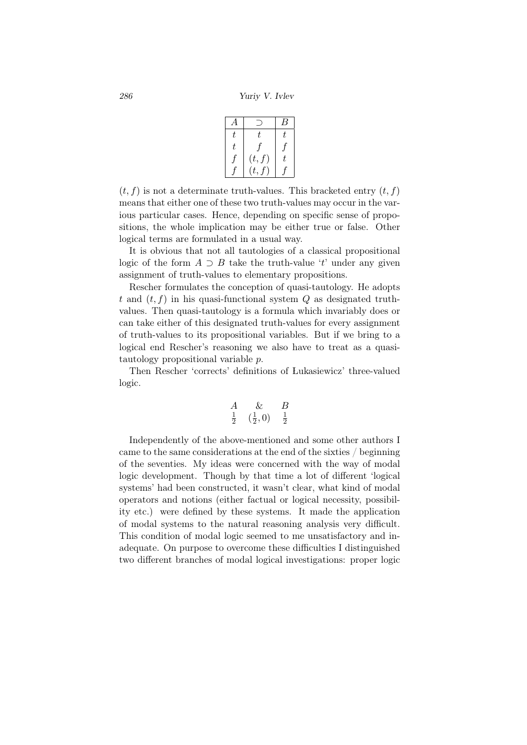| $A$ | $\supset$ | $B$ |
|---|---|---|
| $t$ | $t$ | $t$ |
| $t$ | $f$ | $f$ |
| $f$ | $(t, f)$ | $t$ |
| $f$ | $(t, f)$ | $f$ |

$(t, f)$ is not a determinate truth-values. This bracketed entry $(t, f)$ means that either one of these two truth-values may occur in the various particular cases. Hence, depending on specific sense of propositions, the whole implication may be either true or false. Other logical terms are formulated in a usual way.

It is obvious that not all tautologies of a classical propositional logic of the form $A \supset B$ take the truth-value '$t$' under any given assignment of truth-values to elementary propositions.

Rescher formulates the conception of quasi-tautology. He adopts $t$ and $(t, f)$ in his quasi-functional system $Q$ as designated truth-values. Then quasi-tautology is a formula which invariably does or can take either of this designated truth-values for every assignment of truth-values to its propositional variables. But if we bring to a logical end Rescher's reasoning we also have to treat as a quasi-tautology propositional variable $p$.

Then Rescher 'corrects' definitions of Łukasiewicz' three-valued logic.

| $A$ | $\&$ | $B$ |
|---|---|---|
| $\frac{1}{2}$ | $(\frac{1}{2}, 0)$ | $\frac{1}{2}$ |

Independently of the above-mentioned and some other authors I came to the same considerations at the end of the sixties / beginning of the seventies. My ideas were concerned with the way of modal logic development. Though by that time a lot of different 'logical systems' had been constructed, it wasn't clear, what kind of modal operators and notions (either factual or logical necessity, possibility etc.) were defined by these systems. It made the application of modal systems to the natural reasoning analysis very difficult. This condition of modal logic seemed to me unsatisfactory and inadequate. On purpose to overcome these difficulties I distinguished two different branches of modal logical investigations: proper logic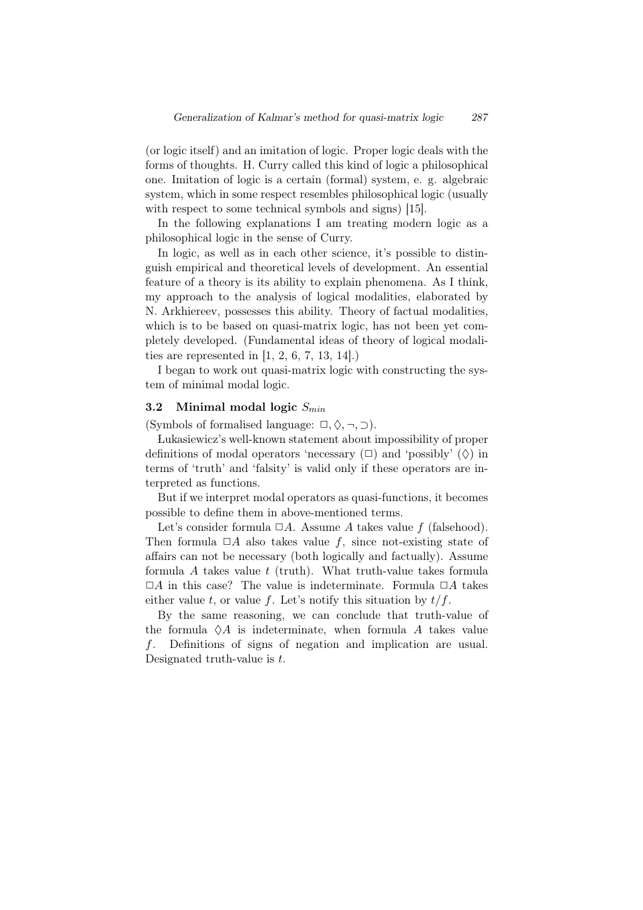(or logic itself) and an imitation of logic. Proper logic deals with the forms of thoughts. H. Curry called this kind of logic a philosophical one. Imitation of logic is a certain (formal) system, e. g. algebraic system, which in some respect resembles philosophical logic (usually with respect to some technical symbols and signs) [15].

In the following explanations I am treating modern logic as a philosophical logic in the sense of Curry.

In logic, as well as in each other science, it's possible to distinguish empirical and theoretical levels of development. An essential feature of a theory is its ability to explain phenomena. As I think, my approach to the analysis of logical modalities, elaborated by N. Arkhiereev, possesses this ability. Theory of factual modalities, which is to be based on quasi-matrix logic, has not been yet completely developed. (Fundamental ideas of theory of logical modalities are represented in [1, 2, 6, 7, 13, 14].)

I began to work out quasi-matrix logic with constructing the system of minimal modal logic.

### 3.2 Minimal modal logic $S_{min}$

(Symbols of formalised language: $\Box, \Diamond, \neg, \supset$).

Łukasiewicz's well-known statement about impossibility of proper definitions of modal operators 'necessary' ($\Box$) and 'possibly' ($\Diamond$) in terms of 'truth' and 'falsity' is valid only if these operators are interpreted as functions.

But if we interpret modal operators as quasi-functions, it becomes possible to define them in above-mentioned terms.

Let's consider formula $\Box A$. Assume $A$ takes value $f$ (falsehood). Then formula $\Box A$ also takes value $f$, since not-existing state of affairs can not be necessary (both logically and factually). Assume formula $A$ takes value $t$ (truth). What truth-value takes formula $\Box A$ in this case? The value is indeterminate. Formula $\Box A$ takes either value $t$, or value $f$. Let's notify this situation by $t/f$.

By the same reasoning, we can conclude that truth-value of the formula $\Diamond A$ is indeterminate, when formula $A$ takes value $f$. Definitions of signs of negation and implication are usual. Designated truth-value is $t$.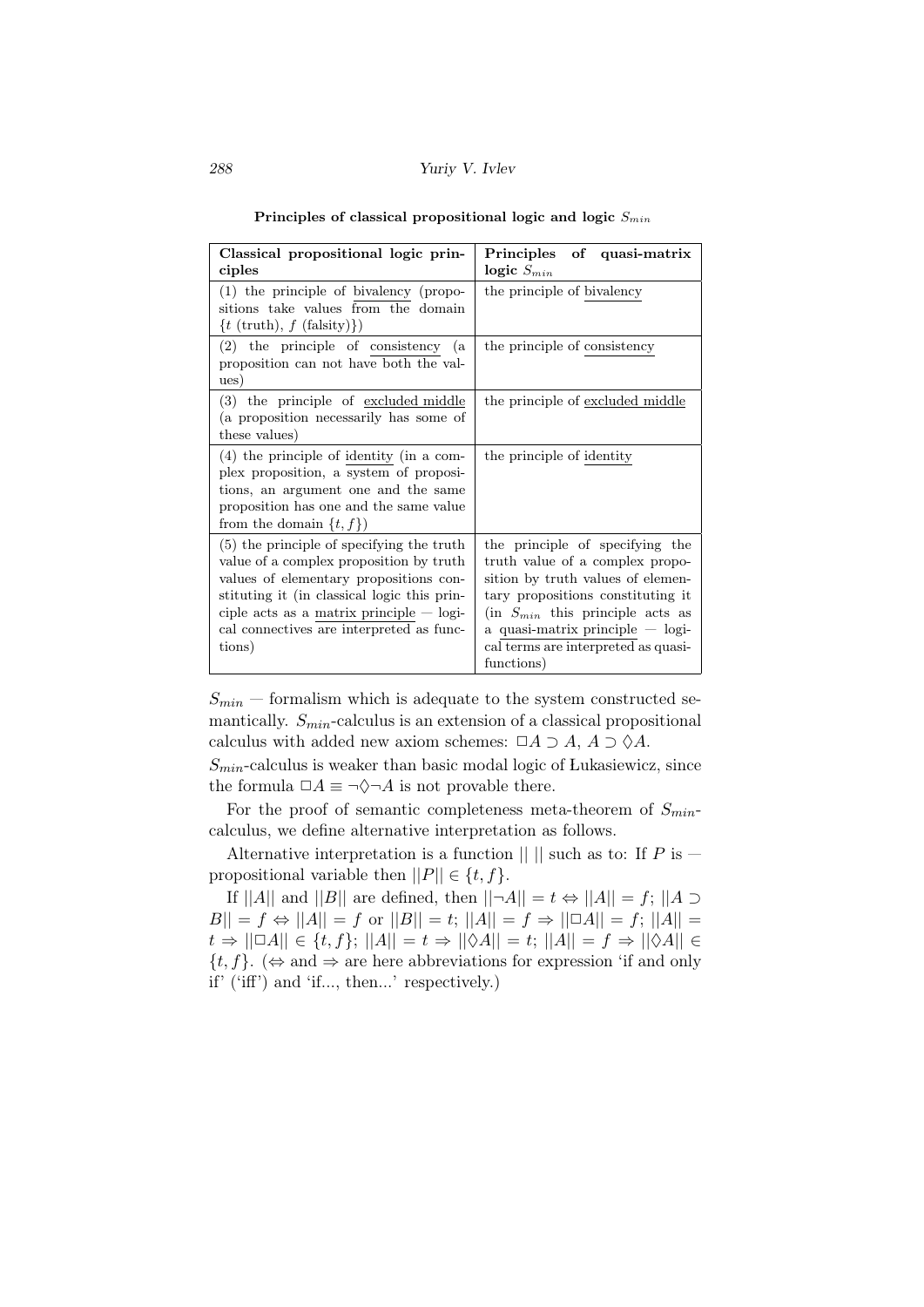**Principles of classical propositional logic and logic $S_{min}$**

| **Classical propositional logic principles** | **Principles of quasi-matrix logic $S_{min}$** |
|---|---|
| (1) the principle of <u>bivalency</u> (propositions take values from the domain $\{t$ (truth), $f$ (falsity)$\}$) | the principle of <u>bivalency</u> |
| (2) the principle of <u>consistency</u> (a proposition can not have both the values) | the principle of <u>consistency</u> |
| (3) the principle of <u>excluded middle</u> (a proposition necessarily has some of these values) | the principle of <u>excluded middle</u> |
| (4) the principle of <u>identity</u> (in a complex proposition, a system of propositions, an argument one and the same proposition has one and the same value from the domain $\{t, f\}$) | the principle of <u>identity</u> |
| (5) the principle of specifying the truth value of a complex proposition by truth values of elementary propositions constituting it (in classical logic this principle acts as a <u>matrix principle</u> — logical connectives are interpreted as functions) | the principle of specifying the truth value of a complex proposition by truth values of elementary propositions constituting it (in $S_{min}$ this principle acts as a <u>quasi-matrix principle</u> — logical terms are interpreted as quasi-functions) |

$S_{min}$ — formalism which is adequate to the system constructed semantically. $S_{min}$-calculus is an extension of a classical propositional calculus with added new axiom schemes: $\Box A \supset A$, $A \supset \Diamond A$.

$S_{min}$-calculus is weaker than basic modal logic of Łukasiewicz, since the formula $\Box A \equiv \neg\Diamond\neg A$ is not provable there.

For the proof of semantic completeness meta-theorem of $S_{min}$-calculus, we define alternative interpretation as follows.

Alternative interpretation is a function $||\ ||$ such as to: If $P$ is — propositional variable then $||P|| \in \{t, f\}$.

If $||A||$ and $||B||$ are defined, then $||\neg A|| = t \Leftrightarrow ||A|| = f$; $||A \supset B|| = f \Leftrightarrow ||A|| = f$ or $||B|| = t$; $||A|| = f \Rightarrow ||\Box A|| = f$; $||A|| = t \Rightarrow ||\Box A|| \in \{t, f\}$; $||A|| = t \Rightarrow ||\Diamond A|| = t$; $||A|| = f \Rightarrow ||\Diamond A|| \in \{t, f\}$. ($\Leftrightarrow$ and $\Rightarrow$ are here abbreviations for expression 'if and only if' ('iff') and 'if..., then...' respectively.)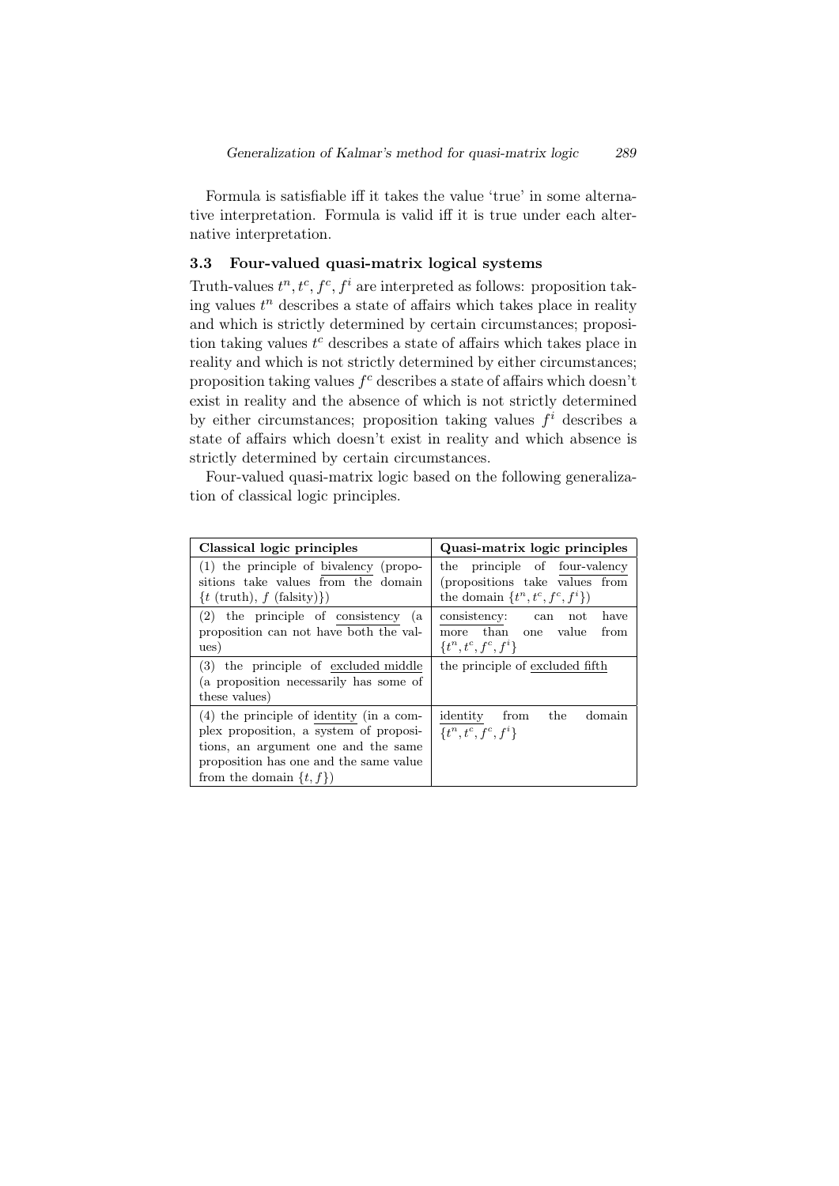Formula is satisfiable iff it takes the value 'true' in some alternative interpretation. Formula is valid iff it is true under each alternative interpretation.

### 3.3 Four-valued quasi-matrix logical systems

Truth-values $t^n, t^c, f^c, f^i$ are interpreted as follows: proposition taking values $t^n$ describes a state of affairs which takes place in reality and which is strictly determined by certain circumstances; proposition taking values $t^c$ describes a state of affairs which takes place in reality and which is not strictly determined by either circumstances; proposition taking values $f^c$ describes a state of affairs which doesn't exist in reality and the absence of which is not strictly determined by either circumstances; proposition taking values $f^i$ describes a state of affairs which doesn't exist in reality and which absence is strictly determined by certain circumstances.

Four-valued quasi-matrix logic based on the following generalization of classical logic principles.

| **Classical logic principles** | **Quasi-matrix logic principles** |
|---|---|
| (1) the principle of bivalency (propositions take values from the domain $\{t$ (truth), $f$ (falsity)$\}$) | the principle of four-valency (propositions take values from the domain $\{t^n, t^c, f^c, f^i\}$) |
| (2) the principle of consistency (a proposition can not have both the values) | consistency: can not have more than one value from $\{t^n, t^c, f^c, f^i\}$ |
| (3) the principle of excluded middle (a proposition necessarily has some of these values) | the principle of excluded fifth |
| (4) the principle of identity (in a complex proposition, a system of propositions, an argument one and the same proposition has one and the same value from the domain $\{t, f\}$) | identity from the domain $\{t^n, t^c, f^c, f^i\}$ |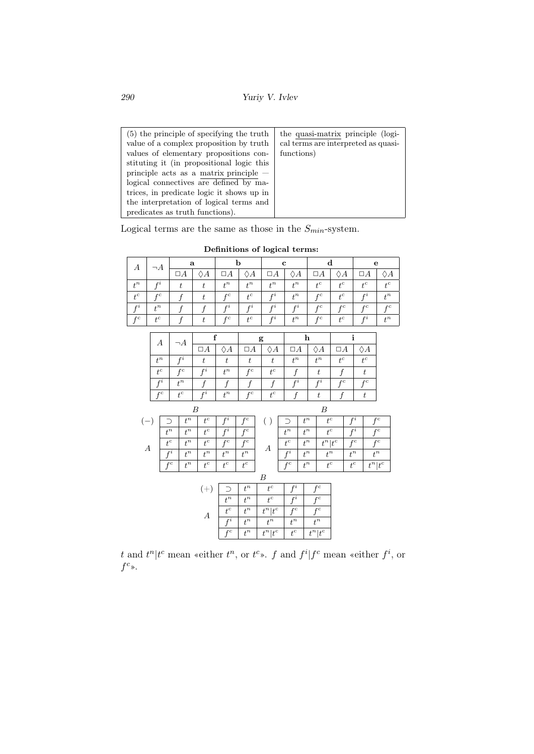| (5) the principle of specifying the truth value of a complex proposition by truth values of elementary propositions constituting it (in propositional logic this principle acts as a matrix principle — logical connectives are defined by matrices, in predicate logic it shows up in the interpretation of logical terms and predicates as truth functions). | the quasi-matrix principle (logical terms are interpreted as quasi-functions) |
|---|---|

Logical terms are the same as those in the $S_{min}$-system.

**Definitions of logical terms:**

| $A$ | $\neg A$ | **a** | | **b** | | **c** | | **d** | | **e** | |
|---|---|---|---|---|---|---|---|---|---|---|---|
| | | $\Box A$ | $\Diamond A$ | $\Box A$ | $\Diamond A$ | $\Box A$ | $\Diamond A$ | $\Box A$ | $\Diamond A$ | $\Box A$ | $\Diamond A$ |
| $t^n$ | $f^i$ | $t$ | $t$ | $t^n$ | $t^n$ | $t^n$ | $t^n$ | $t^c$ | $t^c$ | $t^c$ | $t^c$ |
| $t^c$ | $f^c$ | $f$ | $t$ | $f^c$ | $t^c$ | $f^i$ | $t^n$ | $f^c$ | $t^c$ | $f^i$ | $t^n$ |
| $f^i$ | $t^n$ | $f$ | $f$ | $f^i$ | $f^i$ | $f^i$ | $f^i$ | $f^c$ | $f^c$ | $f^c$ | $f^c$ |
| $f^c$ | $t^c$ | $f$ | $t$ | $f^c$ | $t^c$ | $f^i$ | $t^n$ | $f^c$ | $t^c$ | $f^i$ | $t^n$ |

| $A$ | $\neg A$ | **f** | | **g** | | **h** | | **i** | |
|---|---|---|---|---|---|---|---|---|---|
| | | $\Box A$ | $\Diamond A$ | $\Box A$ | $\Diamond A$ | $\Box A$ | $\Diamond A$ | $\Box A$ | $\Diamond A$ |
| $t^n$ | $f^i$ | $t$ | $t$ | $t$ | $t$ | $t^n$ | $t^n$ | $t^c$ | $t^c$ |
| $t^c$ | $f^c$ | $f^i$ | $t^n$ | $f^c$ | $t^c$ | $f$ | $t$ | $f$ | $t$ |
| $f^i$ | $t^n$ | $f$ | $f$ | $f$ | $f$ | $f^i$ | $f^i$ | $f^c$ | $f^c$ |
| $f^c$ | $t^c$ | $f^i$ | $t^n$ | $f^c$ | $t^c$ | $f$ | $t$ | $f$ | $t$ |

$(-)$ (rows: $A$, columns: $B$)

| $\supset$ | $t^n$ | $t^c$ | $f^i$ | $f^c$ |
|---|---|---|---|---|
| $t^n$ | $t^n$ | $t^c$ | $f^i$ | $f^c$ |
| $t^c$ | $t^n$ | $t^c$ | $f^c$ | $f^c$ |
| $f^i$ | $t^n$ | $t^n$ | $t^n$ | $t^n$ |
| $f^c$ | $t^n$ | $t^c$ | $t^c$ | $t^c$ |

$(\ )$ (rows: $A$, columns: $B$)

| $\supset$ | $t^n$ | $t^c$ | $f^i$ | $f^c$ |
|---|---|---|---|---|
| $t^n$ | $t^n$ | $t^c$ | $f^i$ | $f^c$ |
| $t^c$ | $t^n$ | $t^n \vert t^c$ | $f^c$ | $f^c$ |
| $f^i$ | $t^n$ | $t^n$ | $t^n$ | $t^n$ |
| $f^c$ | $t^n$ | $t^c$ | $t^c$ | $t^n \vert t^c$ |

$(+)$ (rows: $A$, columns: $B$)

| $\supset$ | $t^n$ | $t^c$ | $f^i$ | $f^c$ |
|---|---|---|---|---|
| $t^n$ | $t^n$ | $t^c$ | $f^i$ | $f^c$ |
| $t^c$ | $t^n$ | $t^n \vert t^c$ | $f^c$ | $f^c$ |
| $f^i$ | $t^n$ | $t^n$ | $t^n$ | $t^n$ |
| $f^c$ | $t^n$ | $t^n \vert t^c$ | $t^c$ | $t^n \vert t^c$ |

$t$ and $t^n|t^c$ mean «either $t^n$, or $t^c$». $f$ and $f^i|f^c$ mean «either $f^i$, or $f^c$».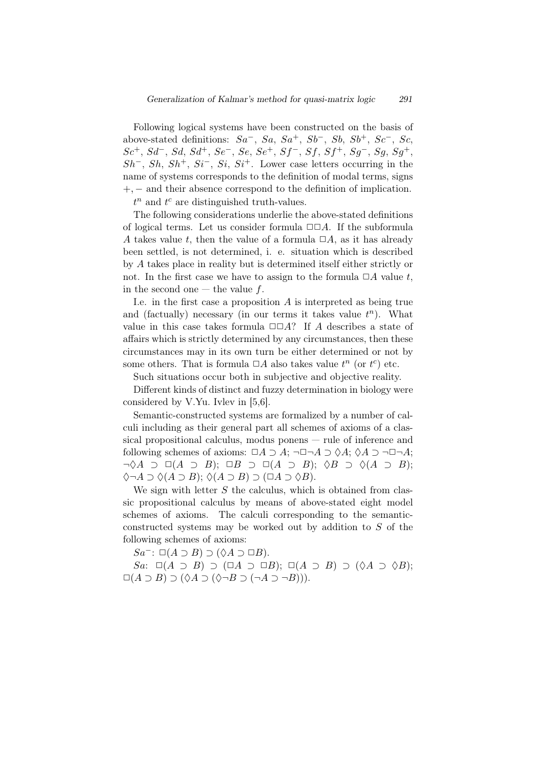Following logical systems have been constructed on the basis of above-stated definitions: $Sa^-$, $Sa$, $Sa^+$, $Sb^-$, $Sb$, $Sb^+$, $Sc^-$, $Sc$, $Sc^+$, $Sd^-$, $Sd$, $Sd^+$, $Se^-$, $Se$, $Se^+$, $Sf^-$, $Sf$, $Sf^+$, $Sg^-$, $Sg$, $Sg^+$, $Sh^-$, $Sh$, $Sh^+$, $Si^-$, $Si$, $Si^+$. Lower case letters occurring in the name of systems corresponds to the definition of modal terms, signs $+, -$ and their absence correspond to the definition of implication.

$t^n$ and $t^c$ are distinguished truth-values.

The following considerations underlie the above-stated definitions of logical terms. Let us consider formula $\Box\Box A$. If the subformula $A$ takes value $t$, then the value of a formula $\Box A$, as it has already been settled, is not determined, i. e. situation which is described by $A$ takes place in reality but is determined itself either strictly or not. In the first case we have to assign to the formula $\Box A$ value $t$, in the second one — the value $f$.

I.e. in the first case a proposition $A$ is interpreted as being true and (factually) necessary (in our terms it takes value $t^n$). What value in this case takes formula $\Box\Box A$? If $A$ describes a state of affairs which is strictly determined by any circumstances, then these circumstances may in its own turn be either determined or not by some others. That is formula $\Box A$ also takes value $t^n$ (or $t^c$) etc.

Such situations occur both in subjective and objective reality.

Different kinds of distinct and fuzzy determination in biology were considered by V.Yu. Ivlev in [5,6].

Semantic-constructed systems are formalized by a number of calculi including as their general part all schemes of axioms of a classical propositional calculus, modus ponens — rule of inference and following schemes of axioms: $\Box A \supset A$; $\neg\Box\neg A \supset \Diamond A$; $\Diamond A \supset \neg\Box\neg A$; $\neg\Diamond A \supset \Box(A \supset B)$; $\Box B \supset \Box(A \supset B)$; $\Diamond B \supset \Diamond(A \supset B)$; $\Diamond\neg A \supset \Diamond(A \supset B)$; $\Diamond(A \supset B) \supset (\Box A \supset \Diamond B)$.

We sign with letter $S$ the calculus, which is obtained from classic propositional calculus by means of above-stated eight model schemes of axioms. The calculi corresponding to the semantic-constructed systems may be worked out by addition to $S$ of the following schemes of axioms:

$Sa^-$: $\Box(A \supset B) \supset (\Diamond A \supset \Box B)$.

$Sa$: $\Box(A \supset B) \supset (\Box A \supset \Box B)$; $\Box(A \supset B) \supset (\Diamond A \supset \Diamond B)$; $\Box(A \supset B) \supset (\Diamond A \supset (\Diamond\neg B \supset (\neg A \supset \neg B)))$.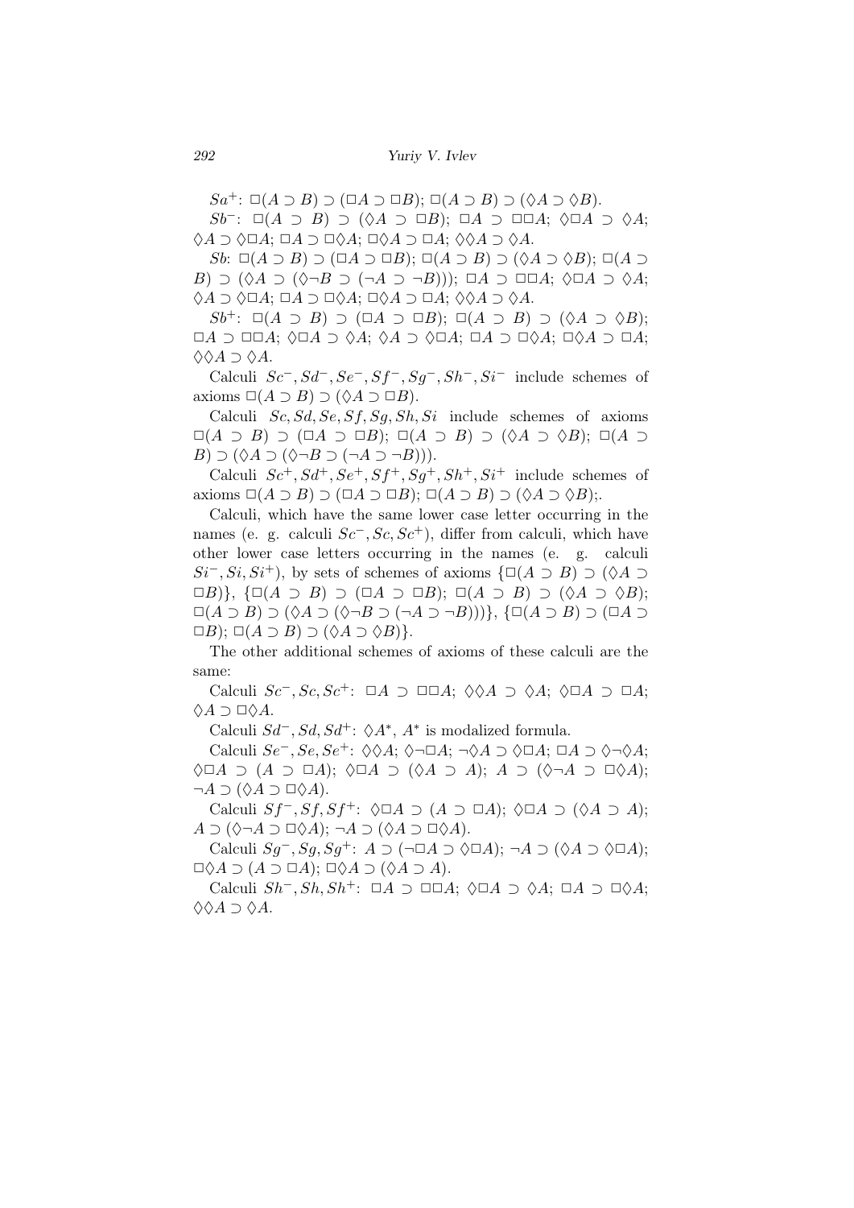$Sa^+$: $\Box(A \supset B) \supset (\Box A \supset \Box B)$; $\Box(A \supset B) \supset (\Diamond A \supset \Diamond B)$.

$Sb^-$: $\Box(A \supset B) \supset (\Diamond A \supset \Box B)$; $\Box A \supset \Box\Box A$; $\Diamond\Box A \supset \Diamond A$; $\Diamond A \supset \Diamond\Box A$; $\Box A \supset \Box\Diamond A$; $\Box\Diamond A \supset \Box A$; $\Diamond\Diamond A \supset \Diamond A$.

$Sb$: $\Box(A \supset B) \supset (\Box A \supset \Box B)$; $\Box(A \supset B) \supset (\Diamond A \supset \Diamond B)$; $\Box(A \supset B) \supset (\Diamond A \supset (\Diamond\neg B \supset (\neg A \supset \neg B)))$; $\Box A \supset \Box\Box A$; $\Diamond\Box A \supset \Diamond A$; $\Diamond A \supset \Diamond\Box A$; $\Box A \supset \Box\Diamond A$; $\Box\Diamond A \supset \Box A$; $\Diamond\Diamond A \supset \Diamond A$.

$Sb^+$: $\Box(A \supset B) \supset (\Box A \supset \Box B)$; $\Box(A \supset B) \supset (\Diamond A \supset \Diamond B)$; $\Box A \supset \Box\Box A$; $\Diamond\Box A \supset \Diamond A$; $\Diamond A \supset \Diamond\Box A$; $\Box A \supset \Box\Diamond A$; $\Box\Diamond A \supset \Box A$; $\Diamond\Diamond A \supset \Diamond A$.

Calculi $Sc^-, Sd^-, Se^-, Sf^-, Sg^-, Sh^-, Si^-$ include schemes of axioms $\Box(A \supset B) \supset (\Diamond A \supset \Box B)$.

Calculi $Sc, Sd, Se, Sf, Sg, Sh, Si$ include schemes of axioms $\Box(A \supset B) \supset (\Box A \supset \Box B)$; $\Box(A \supset B) \supset (\Diamond A \supset \Diamond B)$; $\Box(A \supset B) \supset (\Diamond A \supset (\Diamond\neg B \supset (\neg A \supset \neg B)))$.

Calculi $Sc^+, Sd^+, Se^+, Sf^+, Sg^+, Sh^+, Si^+$ include schemes of axioms $\Box(A \supset B) \supset (\Box A \supset \Box B)$; $\Box(A \supset B) \supset (\Diamond A \supset \Diamond B)$;.

Calculi, which have the same lower case letter occurring in the names (e. g. calculi $Sc^-, Sc, Sc^+$), differ from calculi, which have other lower case letters occurring in the names (e. g. calculi $Si^-, Si, Si^+$), by sets of schemes of axioms $\{\Box(A \supset B) \supset (\Diamond A \supset \Box B)\}$, $\{\Box(A \supset B) \supset (\Box A \supset \Box B)$; $\Box(A \supset B) \supset (\Diamond A \supset \Diamond B)$; $\Box(A \supset B) \supset (\Diamond A \supset (\Diamond\neg B \supset (\neg A \supset \neg B)))\}$, $\{\Box(A \supset B) \supset (\Box A \supset \Box B)$; $\Box(A \supset B) \supset (\Diamond A \supset \Diamond B)\}$.

The other additional schemes of axioms of these calculi are the same:

Calculi $Sc^-, Sc, Sc^+$: $\Box A \supset \Box\Box A$; $\Diamond\Diamond A \supset \Diamond A$; $\Diamond\Box A \supset \Box A$; $\Diamond A \supset \Box\Diamond A$.

Calculi $Sd^-, Sd, Sd^+$: $\Diamond A^*$, $A^*$ is modalized formula.

Calculi $Se^-, Se, Se^+$: $\Diamond\Diamond A$; $\Diamond\neg\Box A$; $\neg\Diamond A \supset \Diamond\Box A$; $\Box A \supset \Diamond\neg\Diamond A$; $\Diamond\Box A \supset (A \supset \Box A)$; $\Diamond\Box A \supset (\Diamond A \supset A)$; $A \supset (\Diamond\neg A \supset \Box\Diamond A)$; $\neg A \supset (\Diamond A \supset \Box\Diamond A)$.

Calculi $Sf^-, Sf, Sf^+$: $\Diamond\Box A \supset (A \supset \Box A)$; $\Diamond\Box A \supset (\Diamond A \supset A)$; $A \supset (\Diamond\neg A \supset \Box\Diamond A)$; $\neg A \supset (\Diamond A \supset \Box\Diamond A)$.

Calculi $Sg^-, Sg, Sg^+$: $A \supset (\neg\Box A \supset \Diamond\Box A)$; $\neg A \supset (\Diamond A \supset \Diamond\Box A)$; $\Box\Diamond A \supset (A \supset \Box A)$; $\Box\Diamond A \supset (\Diamond A \supset A)$.

Calculi $Sh^-, Sh, Sh^+$: $\Box A \supset \Box\Box A$; $\Diamond\Box A \supset \Diamond A$; $\Box A \supset \Box\Diamond A$; $\Diamond\Diamond A \supset \Diamond A$.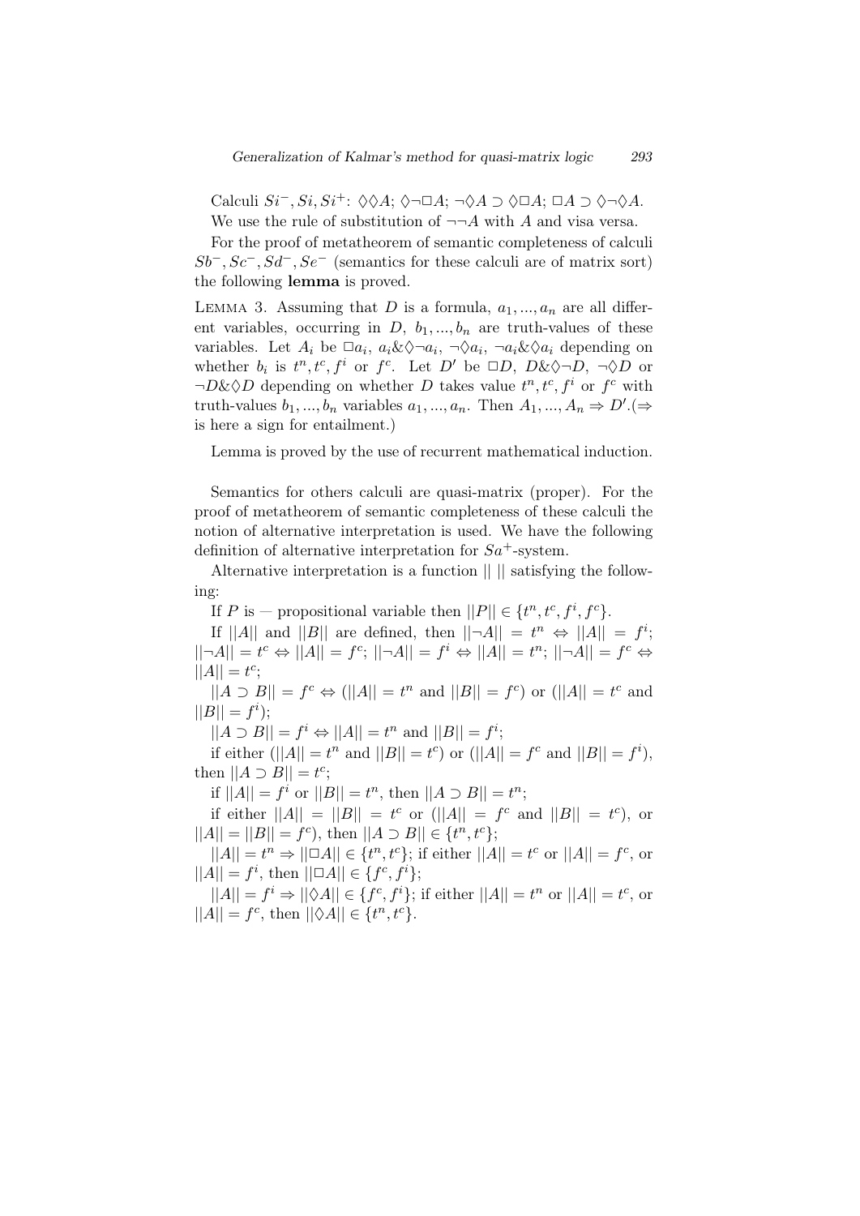Calculi $Si^-, Si, Si^+$: $\Diamond\Diamond A$; $\Diamond\neg\Box A$; $\neg\Diamond A \supset \Diamond\Box A$; $\Box A \supset \Diamond\neg\Diamond A$.

We use the rule of substitution of $\neg\neg A$ with $A$ and visa versa.

For the proof of metatheorem of semantic completeness of calculi $Sb^-, Sc^-, Sd^-, Se^-$ (semantics for these calculi are of matrix sort) the following **lemma** is proved.

LEMMA 3. Assuming that $D$ is a formula, $a_1, ..., a_n$ are all different variables, occurring in $D$, $b_1, ..., b_n$ are truth-values of these variables. Let $A_i$ be $\Box a_i$, $a_i \& \Diamond\neg a_i$, $\neg\Diamond a_i$, $\neg a_i \& \Diamond a_i$ depending on whether $b_i$ is $t^n, t^c, f^i$ or $f^c$. Let $D'$ be $\Box D$, $D \& \Diamond\neg D$, $\neg\Diamond D$ or $\neg D \& \Diamond D$ depending on whether $D$ takes value $t^n, t^c, f^i$ or $f^c$ with truth-values $b_1, ..., b_n$ variables $a_1, ..., a_n$. Then $A_1, ..., A_n \Rightarrow D'$.($\Rightarrow$ is here a sign for entailment.)

Lemma is proved by the use of recurrent mathematical induction.

Semantics for others calculi are quasi-matrix (proper). For the proof of metatheorem of semantic completeness of these calculi the notion of alternative interpretation is used. We have the following definition of alternative interpretation for $Sa^+$-system.

Alternative interpretation is a function $|| \; ||$ satisfying the following:

If $P$ is — propositional variable then $||P|| \in \{t^n, t^c, f^i, f^c\}$.

If $||A||$ and $||B||$ are defined, then $||\neg A|| = t^n \Leftrightarrow ||A|| = f^i$; $||\neg A|| = t^c \Leftrightarrow ||A|| = f^c$; $||\neg A|| = f^i \Leftrightarrow ||A|| = t^n$; $||\neg A|| = f^c \Leftrightarrow ||A|| = t^c$;

$||A \supset B|| = f^c \Leftrightarrow (||A|| = t^n$ and $||B|| = f^c)$ or $(||A|| = t^c$ and $||B|| = f^i)$;

$||A \supset B|| = f^i \Leftrightarrow ||A|| = t^n$ and $||B|| = f^i$;

if either $(||A|| = t^n$ and $||B|| = t^c)$ or $(||A|| = f^c$ and $||B|| = f^i)$, then $||A \supset B|| = t^c$;

if $||A|| = f^i$ or $||B|| = t^n$, then $||A \supset B|| = t^n$;

if either $||A|| = ||B|| = t^c$ or $(||A|| = f^c$ and $||B|| = t^c)$, or $||A|| = ||B|| = f^c)$, then $||A \supset B|| \in \{t^n, t^c\}$;

$||A|| = t^n \Rightarrow ||\Box A|| \in \{t^n, t^c\}$; if either $||A|| = t^c$ or $||A|| = f^c$, or $||A|| = f^i$, then $||\Box A|| \in \{f^c, f^i\}$;

$||A|| = f^i \Rightarrow ||\Diamond A|| \in \{f^c, f^i\}$; if either $||A|| = t^n$ or $||A|| = t^c$, or $||A|| = f^c$, then $||\Diamond A|| \in \{t^n, t^c\}$.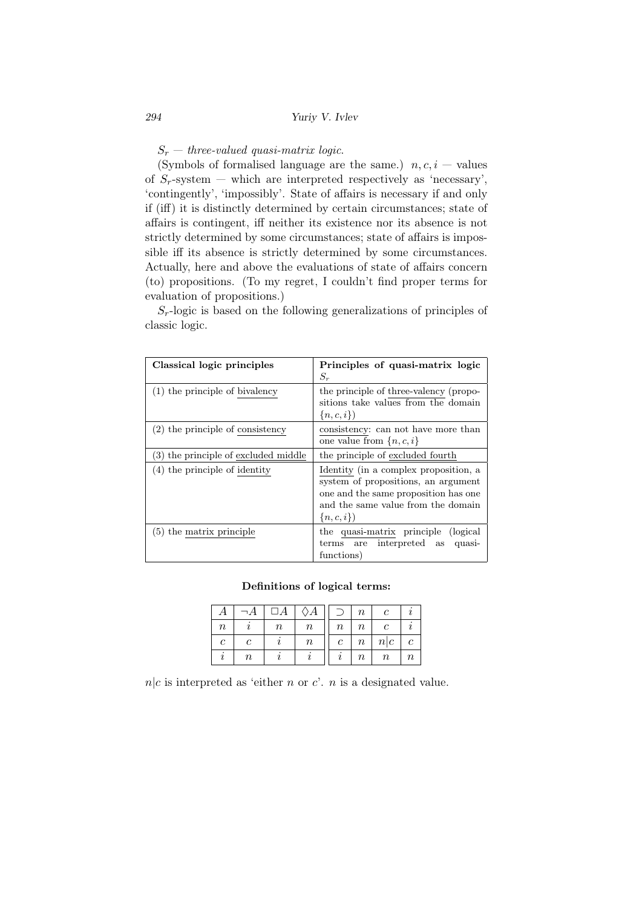$S_r$ — *three-valued quasi-matrix logic*.

(Symbols of formalised language are the same.) $n, c, i$ — values of $S_r$-system — which are interpreted respectively as 'necessary', 'contingently', 'impossibly'. State of affairs is necessary if and only if (iff) it is distinctly determined by certain circumstances; state of affairs is contingent, iff neither its existence nor its absence is not strictly determined by some circumstances; state of affairs is impossible iff its absence is strictly determined by some circumstances. Actually, here and above the evaluations of state of affairs concern (to) propositions. (To my regret, I couldn't find proper terms for evaluation of propositions.)

$S_r$-logic is based on the following generalizations of principles of classic logic.

| **Classical logic principles** | **Principles of quasi-matrix logic** $S_r$ |
|---|---|
| (1) the principle of bivalency | the principle of three-valency (propositions take values from the domain $\{n, c, i\}$) |
| (2) the principle of consistency | consistency: can not have more than one value from $\{n, c, i\}$ |
| (3) the principle of excluded middle | the principle of excluded fourth |
| (4) the principle of identity | Identity (in a complex proposition, a system of propositions, an argument one and the same proposition has one and the same value from the domain $\{n, c, i\}$) |
| (5) the matrix principle | the quasi-matrix principle (logical terms are interpreted as quasi-functions) |

**Definitions of logical terms:**

| $A$ | $\neg A$ | $\Box A$ | $\Diamond A$ |
|---|---|---|---|
| $n$ | $i$ | $n$ | $n$ |
| $c$ | $c$ | $i$ | $n$ |
| $i$ | $n$ | $i$ | $i$ |

| $\supset$ | $n$ | $c$ | $i$ |
|---|---|---|---|
| $n$ | $n$ | $c$ | $i$ |
| $c$ | $n$ | $n \mid c$ | $c$ |
| $i$ | $n$ | $n$ | $n$ |

$n|c$ is interpreted as 'either $n$ or $c$'. $n$ is a designated value.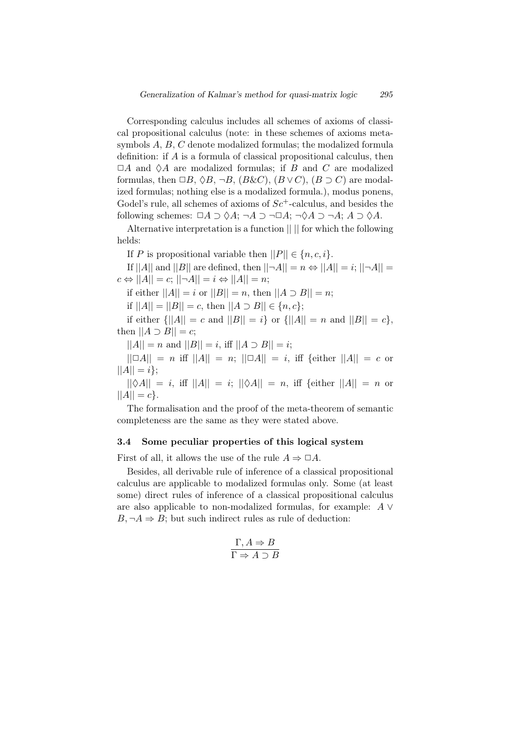Corresponding calculus includes all schemes of axioms of classical propositional calculus (note: in these schemes of axioms metasymbols $A$, $B$, $C$ denote modalized formulas; the modalized formula definition: if $A$ is a formula of classical propositional calculus, then $\Box A$ and $\Diamond A$ are modalized formulas; if $B$ and $C$ are modalized formulas, then $\Box B$, $\Diamond B$, $\neg B$, $(B \& C)$, $(B \vee C)$, $(B \supset C)$ are modalized formulas; nothing else is a modalized formula.), modus ponens, Godel's rule, all schemes of axioms of $Sc^{+}$-calculus, and besides the following schemes: $\Box A \supset \Diamond A$; $\neg A \supset \neg \Box A$; $\neg \Diamond A \supset \neg A$; $A \supset \Diamond A$.

Alternative interpretation is a function $|| \; ||$ for which the following helds:

If $P$ is propositional variable then $||P|| \in \{n, c, i\}$.

If $||A||$ and $||B||$ are defined, then $||\neg A|| = n \Leftrightarrow ||A|| = i$; $||\neg A|| = c \Leftrightarrow ||A|| = c$; $||\neg A|| = i \Leftrightarrow ||A|| = n$;

if either $||A|| = i$ or $||B|| = n$, then $||A \supset B|| = n$;

if $||A|| = ||B|| = c$, then $||A \supset B|| \in \{n, c\}$;

if either $\{||A|| = c$ and $||B|| = i\}$ or $\{||A|| = n$ and $||B|| = c\}$, then $||A \supset B|| = c$;

$||A|| = n$ and $||B|| = i$, iff $||A \supset B|| = i$;

$||\Box A|| = n$ iff $||A|| = n$; $||\Box A|| = i$, iff {either $||A|| = c$ or $||A|| = i$};

$||\Diamond A|| = i$, iff $||A|| = i$; $||\Diamond A|| = n$, iff {either $||A|| = n$ or $||A|| = c$}.

The formalisation and the proof of the meta-theorem of semantic completeness are the same as they were stated above.

### 3.4 Some peculiar properties of this logical system

First of all, it allows the use of the rule $A \Rightarrow \Box A$.

Besides, all derivable rule of inference of a classical propositional calculus are applicable to modalized formulas only. Some (at least some) direct rules of inference of a classical propositional calculus are also applicable to non-modalized formulas, for example: $A \vee B, \neg A \Rightarrow B$; but such indirect rules as rule of deduction:

$$\frac{\Gamma, A \Rightarrow B}{\Gamma \Rightarrow A \supset B}$$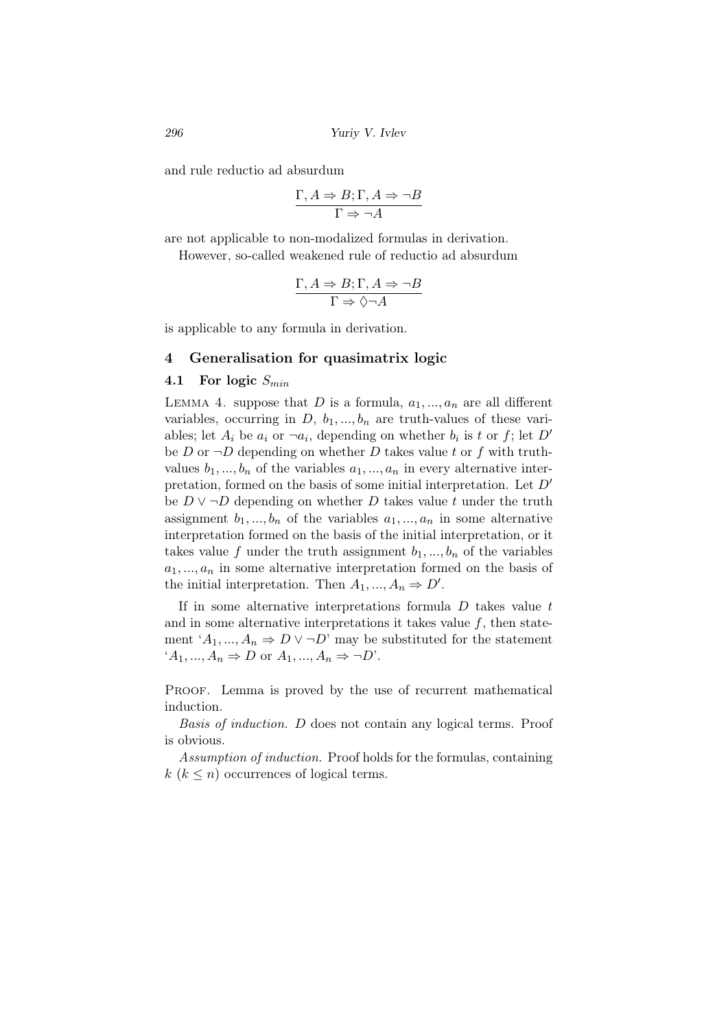and rule reductio ad absurdum

$$\frac{\Gamma, A \Rightarrow B; \Gamma, A \Rightarrow \neg B}{\Gamma \Rightarrow \neg A}$$

are not applicable to non-modalized formulas in derivation.

However, so-called weakened rule of reductio ad absurdum

$$\frac{\Gamma, A \Rightarrow B; \Gamma, A \Rightarrow \neg B}{\Gamma \Rightarrow \Diamond \neg A}$$

is applicable to any formula in derivation.

## 4 Generalisation for quasimatrix logic

### 4.1 For logic $S_{min}$

LEMMA 4. suppose that $D$ is a formula, $a_1, ..., a_n$ are all different variables, occurring in $D$, $b_1, ..., b_n$ are truth-values of these variables; let $A_i$ be $a_i$ or $\neg a_i$, depending on whether $b_i$ is $t$ or $f$; let $D'$ be $D$ or $\neg D$ depending on whether $D$ takes value $t$ or $f$ with truth-values $b_1, ..., b_n$ of the variables $a_1, ..., a_n$ in every alternative interpretation, formed on the basis of some initial interpretation. Let $D'$ be $D \vee \neg D$ depending on whether $D$ takes value $t$ under the truth assignment $b_1, ..., b_n$ of the variables $a_1, ..., a_n$ in some alternative interpretation formed on the basis of the initial interpretation, or it takes value $f$ under the truth assignment $b_1, ..., b_n$ of the variables $a_1, ..., a_n$ in some alternative interpretation formed on the basis of the initial interpretation. Then $A_1, ..., A_n \Rightarrow D'$.

If in some alternative interpretations formula $D$ takes value $t$ and in some alternative interpretations it takes value $f$, then statement '$A_1, ..., A_n \Rightarrow D \vee \neg D$' may be substituted for the statement '$A_1, ..., A_n \Rightarrow D$ or $A_1, ..., A_n \Rightarrow \neg D$'.

PROOF. Lemma is proved by the use of recurrent mathematical induction.

*Basis of induction.* $D$ does not contain any logical terms. Proof is obvious.

*Assumption of induction.* Proof holds for the formulas, containing $k$ ($k \leq n$) occurrences of logical terms.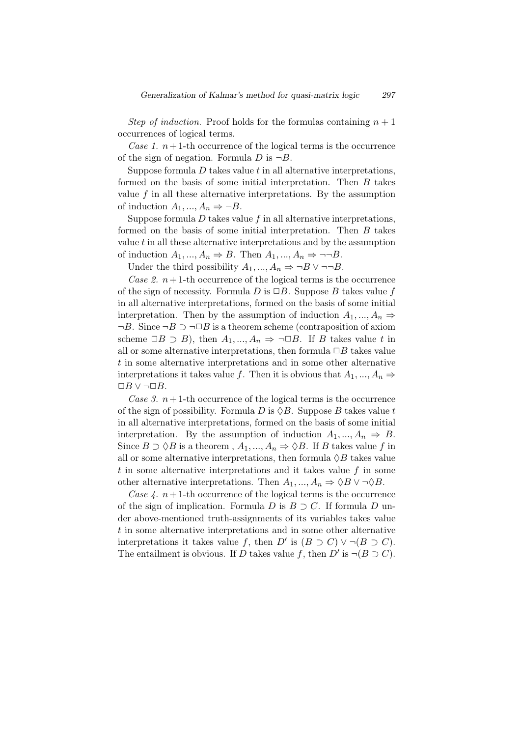*Step of induction.* Proof holds for the formulas containing $n+1$ occurrences of logical terms.

*Case 1.* $n+1$-th occurrence of the logical terms is the occurrence of the sign of negation. Formula $D$ is $\neg B$.

Suppose formula $D$ takes value $t$ in all alternative interpretations, formed on the basis of some initial interpretation. Then $B$ takes value $f$ in all these alternative interpretations. By the assumption of induction $A_1, ..., A_n \Rightarrow \neg B$.

Suppose formula $D$ takes value $f$ in all alternative interpretations, formed on the basis of some initial interpretation. Then $B$ takes value $t$ in all these alternative interpretations and by the assumption of induction $A_1, ..., A_n \Rightarrow B$. Then $A_1, ..., A_n \Rightarrow \neg\neg B$.

Under the third possibility $A_1, ..., A_n \Rightarrow \neg B \vee \neg\neg B$.

*Case 2.* $n+1$-th occurrence of the logical terms is the occurrence of the sign of necessity. Formula $D$ is $\Box B$. Suppose $B$ takes value $f$ in all alternative interpretations, formed on the basis of some initial interpretation. Then by the assumption of induction $A_1, ..., A_n \Rightarrow \neg B$. Since $\neg B \supset \neg\Box B$ is a theorem scheme (contraposition of axiom scheme $\Box B \supset B$), then $A_1, ..., A_n \Rightarrow \neg\Box B$. If $B$ takes value $t$ in all or some alternative interpretations, then formula $\Box B$ takes value $t$ in some alternative interpretations and in some other alternative interpretations it takes value $f$. Then it is obvious that $A_1, ..., A_n \Rightarrow \Box B \vee \neg\Box B$.

*Case 3.* $n+1$-th occurrence of the logical terms is the occurrence of the sign of possibility. Formula $D$ is $\Diamond B$. Suppose $B$ takes value $t$ in all alternative interpretations, formed on the basis of some initial interpretation. By the assumption of induction $A_1, ..., A_n \Rightarrow B$. Since $B \supset \Diamond B$ is a theorem , $A_1, ..., A_n \Rightarrow \Diamond B$. If $B$ takes value $f$ in all or some alternative interpretations, then formula $\Diamond B$ takes value $t$ in some alternative interpretations and it takes value $f$ in some other alternative interpretations. Then $A_1, ..., A_n \Rightarrow \Diamond B \vee \neg\Diamond B$.

*Case 4.* $n+1$-th occurrence of the logical terms is the occurrence of the sign of implication. Formula $D$ is $B \supset C$. If formula $D$ under above-mentioned truth-assignments of its variables takes value $t$ in some alternative interpretations and in some other alternative interpretations it takes value $f$, then $D'$ is $(B \supset C) \vee \neg(B \supset C)$. The entailment is obvious. If $D$ takes value $f$, then $D'$ is $\neg(B \supset C)$.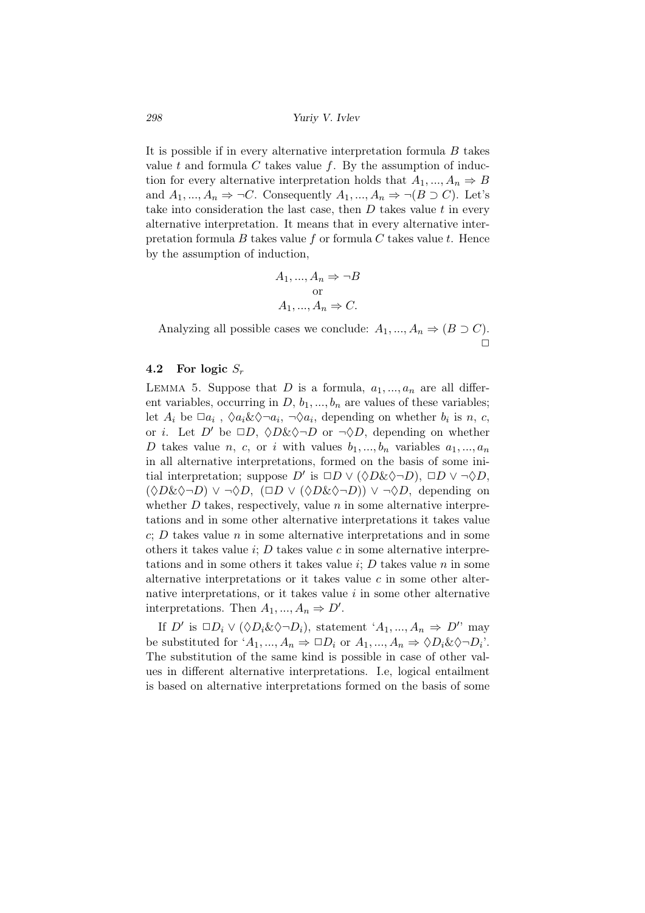It is possible if in every alternative interpretation formula $B$ takes value $t$ and formula $C$ takes value $f$. By the assumption of induction for every alternative interpretation holds that $A_1, ..., A_n \Rightarrow B$ and $A_1, ..., A_n \Rightarrow \neg C$. Consequently $A_1, ..., A_n \Rightarrow \neg(B \supset C)$. Let's take into consideration the last case, then $D$ takes value $t$ in every alternative interpretation. It means that in every alternative interpretation formula $B$ takes value $f$ or formula $C$ takes value $t$. Hence by the assumption of induction,

$$A_1, ..., A_n \Rightarrow \neg B$$
$$\text{or}$$
$$A_1, ..., A_n \Rightarrow C.$$

Analyzing all possible cases we conclude: $A_1, ..., A_n \Rightarrow (B \supset C)$. □

### 4.2 For logic $S_r$

LEMMA 5. Suppose that $D$ is a formula, $a_1, ..., a_n$ are all different variables, occurring in $D$, $b_1, ..., b_n$ are values of these variables; let $A_i$ be $\Box a_i$ , $\Diamond a_i \& \Diamond\neg a_i$, $\neg\Diamond a_i$, depending on whether $b_i$ is $n$, $c$, or $i$. Let $D'$ be $\Box D$, $\Diamond D \& \Diamond\neg D$ or $\neg\Diamond D$, depending on whether $D$ takes value $n$, $c$, or $i$ with values $b_1, ..., b_n$ variables $a_1, ..., a_n$ in all alternative interpretations, formed on the basis of some initial interpretation; suppose $D'$ is $\Box D \vee (\Diamond D \& \Diamond\neg D)$, $\Box D \vee \neg\Diamond D$, $(\Diamond D \& \Diamond\neg D) \vee \neg\Diamond D$, $(\Box D \vee (\Diamond D \& \Diamond\neg D)) \vee \neg\Diamond D$, depending on whether $D$ takes, respectively, value $n$ in some alternative interpretations and in some other alternative interpretations it takes value $c$; $D$ takes value $n$ in some alternative interpretations and in some others it takes value $i$; $D$ takes value $c$ in some alternative interpretations and in some others it takes value $i$; $D$ takes value $n$ in some alternative interpretations or it takes value $c$ in some other alternative interpretations, or it takes value $i$ in some other alternative interpretations. Then $A_1, ..., A_n \Rightarrow D'$.

If $D'$ is $\Box D_i \vee (\Diamond D_i \& \Diamond\neg D_i)$, statement '$A_1, ..., A_n \Rightarrow D'$' may be substituted for '$A_1, ..., A_n \Rightarrow \Box D_i$ or $A_1, ..., A_n \Rightarrow \Diamond D_i \& \Diamond\neg D_i$'. The substitution of the same kind is possible in case of other values in different alternative interpretations. I.e, logical entailment is based on alternative interpretations formed on the basis of some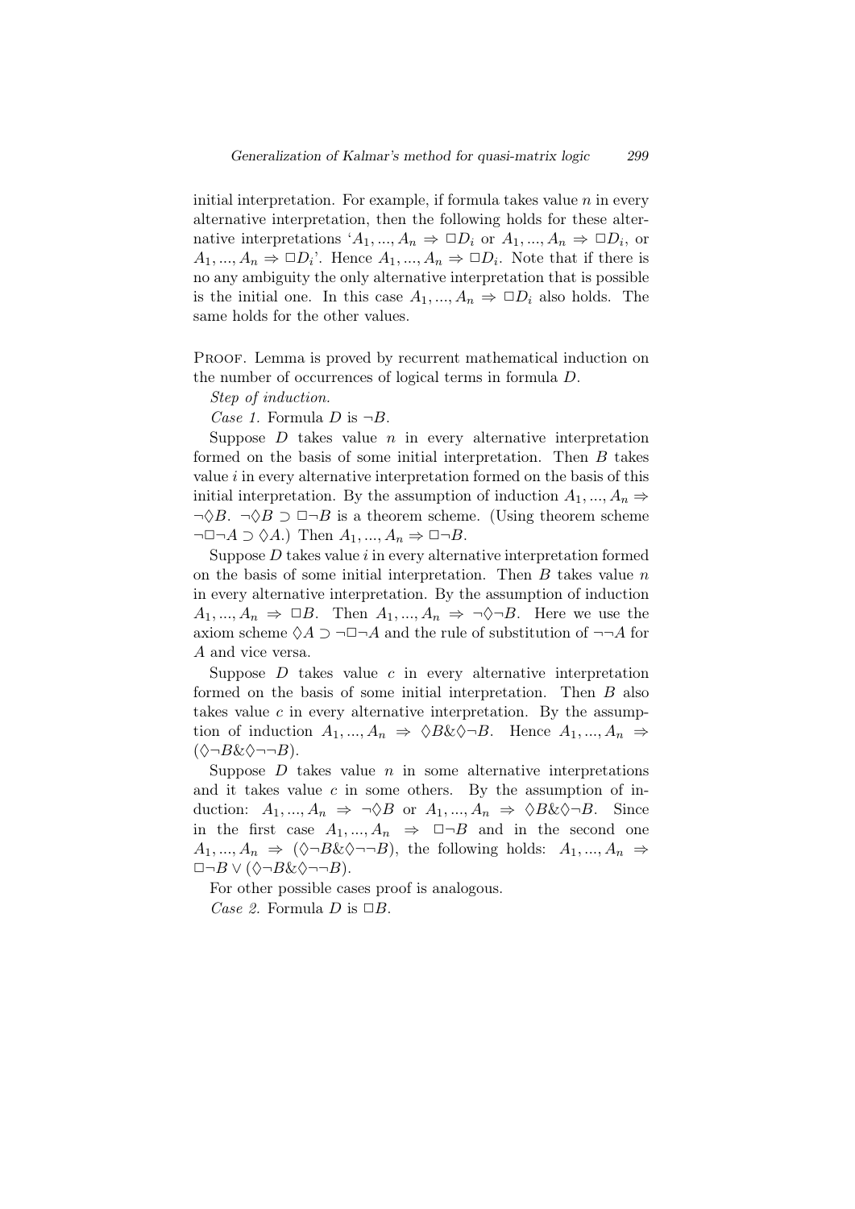initial interpretation. For example, if formula takes value $n$ in every alternative interpretation, then the following holds for these alternative interpretations '$A_1, ..., A_n \Rightarrow \Box D_i$ or $A_1, ..., A_n \Rightarrow \Box D_i$, or $A_1, ..., A_n \Rightarrow \Box D_i$'. Hence $A_1, ..., A_n \Rightarrow \Box D_i$. Note that if there is no any ambiguity the only alternative interpretation that is possible is the initial one. In this case $A_1, ..., A_n \Rightarrow \Box D_i$ also holds. The same holds for the other values.

Proof. Lemma is proved by recurrent mathematical induction on the number of occurrences of logical terms in formula $D$.

*Step of induction.*

*Case 1.* Formula $D$ is $\neg B$.

Suppose $D$ takes value $n$ in every alternative interpretation formed on the basis of some initial interpretation. Then $B$ takes value $i$ in every alternative interpretation formed on the basis of this initial interpretation. By the assumption of induction $A_1, ..., A_n \Rightarrow \neg\Diamond B$. $\neg\Diamond B \supset \Box\neg B$ is a theorem scheme. (Using theorem scheme $\neg\Box\neg A \supset \Diamond A$.) Then $A_1, ..., A_n \Rightarrow \Box\neg B$.

Suppose $D$ takes value $i$ in every alternative interpretation formed on the basis of some initial interpretation. Then $B$ takes value $n$ in every alternative interpretation. By the assumption of induction $A_1, ..., A_n \Rightarrow \Box B$. Then $A_1, ..., A_n \Rightarrow \neg\Diamond\neg B$. Here we use the axiom scheme $\Diamond A \supset \neg\Box\neg A$ and the rule of substitution of $\neg\neg A$ for $A$ and vice versa.

Suppose $D$ takes value $c$ in every alternative interpretation formed on the basis of some initial interpretation. Then $B$ also takes value $c$ in every alternative interpretation. By the assumption of induction $A_1, ..., A_n \Rightarrow \Diamond B \& \Diamond\neg B$. Hence $A_1, ..., A_n \Rightarrow (\Diamond\neg B \& \Diamond\neg\neg B)$.

Suppose $D$ takes value $n$ in some alternative interpretations and it takes value $c$ in some others. By the assumption of induction: $A_1, ..., A_n \Rightarrow \neg\Diamond B$ or $A_1, ..., A_n \Rightarrow \Diamond B \& \Diamond\neg B$. Since in the first case $A_1, ..., A_n \Rightarrow \Box\neg B$ and in the second one $A_1, ..., A_n \Rightarrow (\Diamond\neg B \& \Diamond\neg\neg B)$, the following holds: $A_1, ..., A_n \Rightarrow \Box\neg B \vee (\Diamond\neg B \& \Diamond\neg\neg B)$.

For other possible cases proof is analogous.

*Case 2.* Formula $D$ is $\Box B$.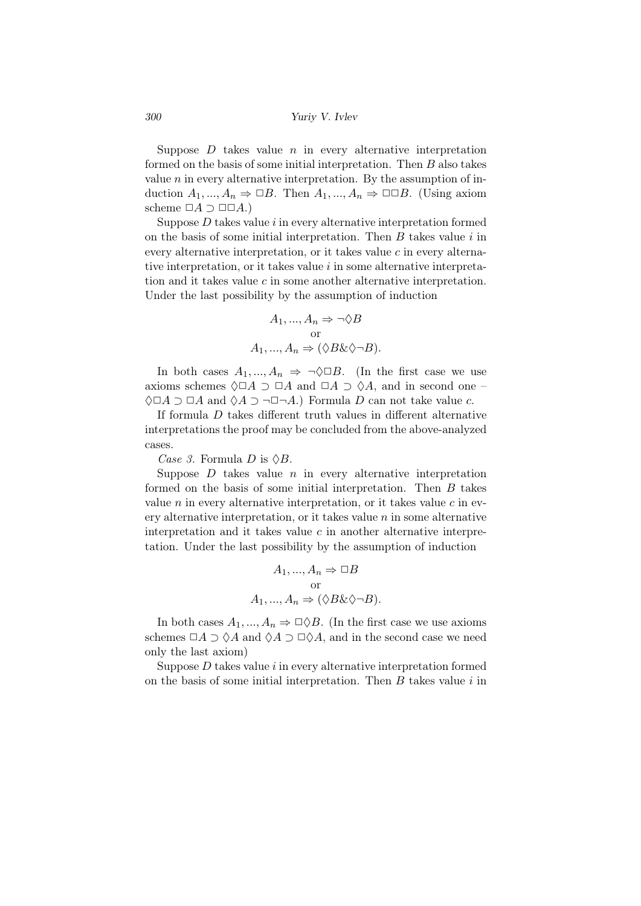Suppose $D$ takes value $n$ in every alternative interpretation formed on the basis of some initial interpretation. Then $B$ also takes value $n$ in every alternative interpretation. By the assumption of induction $A_1, ..., A_n \Rightarrow \Box B$. Then $A_1, ..., A_n \Rightarrow \Box\Box B$. (Using axiom scheme $\Box A \supset \Box\Box A$.)

Suppose $D$ takes value $i$ in every alternative interpretation formed on the basis of some initial interpretation. Then $B$ takes value $i$ in every alternative interpretation, or it takes value $c$ in every alternative interpretation, or it takes value $i$ in some alternative interpretation and it takes value $c$ in some another alternative interpretation. Under the last possibility by the assumption of induction

$$A_1, ..., A_n \Rightarrow \neg\Diamond B$$
$$\text{or}$$
$$A_1, ..., A_n \Rightarrow (\Diamond B \& \Diamond\neg B).$$

In both cases $A_1, ..., A_n \Rightarrow \neg\Diamond\Box B$. (In the first case we use axioms schemes $\Diamond\Box A \supset \Box A$ and $\Box A \supset \Diamond A$, and in second one – $\Diamond\Box A \supset \Box A$ and $\Diamond A \supset \neg\Box\neg A$.) Formula $D$ can not take value $c$.

If formula $D$ takes different truth values in different alternative interpretations the proof may be concluded from the above-analyzed cases.

*Case 3.* Formula $D$ is $\Diamond B$.

Suppose $D$ takes value $n$ in every alternative interpretation formed on the basis of some initial interpretation. Then $B$ takes value $n$ in every alternative interpretation, or it takes value $c$ in every alternative interpretation, or it takes value $n$ in some alternative interpretation and it takes value $c$ in another alternative interpretation. Under the last possibility by the assumption of induction

$$A_1, ..., A_n \Rightarrow \Box B$$
$$\text{or}$$
$$A_1, ..., A_n \Rightarrow (\Diamond B \& \Diamond\neg B).$$

In both cases $A_1, ..., A_n \Rightarrow \Box\Diamond B$. (In the first case we use axioms schemes $\Box A \supset \Diamond A$ and $\Diamond A \supset \Box\Diamond A$, and in the second case we need only the last axiom)

Suppose $D$ takes value $i$ in every alternative interpretation formed on the basis of some initial interpretation. Then $B$ takes value $i$ in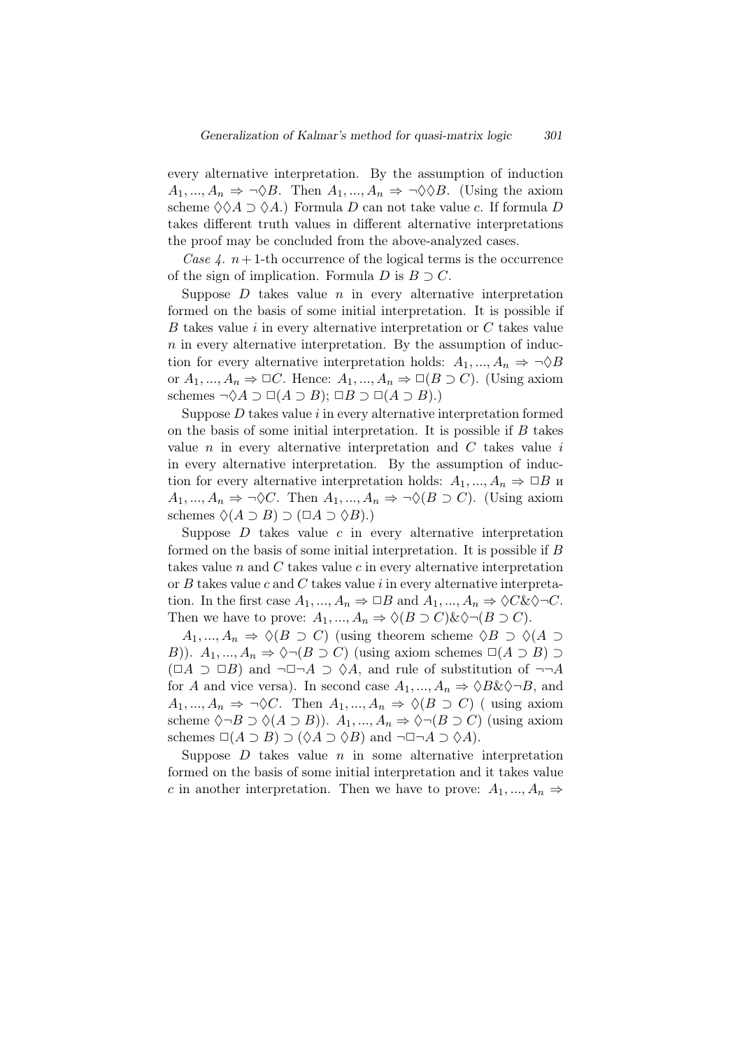every alternative interpretation. By the assumption of induction $A_1, ..., A_n \Rightarrow \neg\Diamond B$. Then $A_1, ..., A_n \Rightarrow \neg\Diamond\Diamond B$. (Using the axiom scheme $\Diamond\Diamond A \supset \Diamond A$.) Formula $D$ can not take value $c$. If formula $D$ takes different truth values in different alternative interpretations the proof may be concluded from the above-analyzed cases.

*Case 4.* $n+1$-th occurrence of the logical terms is the occurrence of the sign of implication. Formula $D$ is $B \supset C$.

Suppose $D$ takes value $n$ in every alternative interpretation formed on the basis of some initial interpretation. It is possible if $B$ takes value $i$ in every alternative interpretation or $C$ takes value $n$ in every alternative interpretation. By the assumption of induction for every alternative interpretation holds: $A_1, ..., A_n \Rightarrow \neg\Diamond B$ or $A_1, ..., A_n \Rightarrow \Box C$. Hence: $A_1, ..., A_n \Rightarrow \Box(B \supset C)$. (Using axiom schemes $\neg\Diamond A \supset \Box(A \supset B)$; $\Box B \supset \Box(A \supset B)$.)

Suppose $D$ takes value $i$ in every alternative interpretation formed on the basis of some initial interpretation. It is possible if $B$ takes value $n$ in every alternative interpretation and $C$ takes value $i$ in every alternative interpretation. By the assumption of induction for every alternative interpretation holds: $A_1, ..., A_n \Rightarrow \Box B$ и $A_1, ..., A_n \Rightarrow \neg\Diamond C$. Then $A_1, ..., A_n \Rightarrow \neg\Diamond(B \supset C)$. (Using axiom schemes $\Diamond(A \supset B) \supset (\Box A \supset \Diamond B)$.)

Suppose $D$ takes value $c$ in every alternative interpretation formed on the basis of some initial interpretation. It is possible if $B$ takes value $n$ and $C$ takes value $c$ in every alternative interpretation or $B$ takes value $c$ and $C$ takes value $i$ in every alternative interpretation. In the first case $A_1, ..., A_n \Rightarrow \Box B$ and $A_1, ..., A_n \Rightarrow \Diamond C \& \Diamond\neg C$. Then we have to prove: $A_1, ..., A_n \Rightarrow \Diamond(B \supset C) \& \Diamond\neg(B \supset C)$.

$A_1, ..., A_n \Rightarrow \Diamond(B \supset C)$ (using theorem scheme $\Diamond B \supset \Diamond(A \supset B)$). $A_1, ..., A_n \Rightarrow \Diamond\neg(B \supset C)$ (using axiom schemes $\Box(A \supset B) \supset (\Box A \supset \Box B)$ and $\neg\Box\neg A \supset \Diamond A$, and rule of substitution of $\neg\neg A$ for $A$ and vice versa). In second case $A_1, ..., A_n \Rightarrow \Diamond B \& \Diamond\neg B$, and $A_1, ..., A_n \Rightarrow \neg\Diamond C$. Then $A_1, ..., A_n \Rightarrow \Diamond(B \supset C)$ ( using axiom scheme $\Diamond\neg B \supset \Diamond(A \supset B)$). $A_1, ..., A_n \Rightarrow \Diamond\neg(B \supset C)$ (using axiom schemes $\Box(A \supset B) \supset (\Diamond A \supset \Diamond B)$ and $\neg\Box\neg A \supset \Diamond A$).

Suppose $D$ takes value $n$ in some alternative interpretation formed on the basis of some initial interpretation and it takes value $c$ in another interpretation. Then we have to prove: $A_1, ..., A_n \Rightarrow$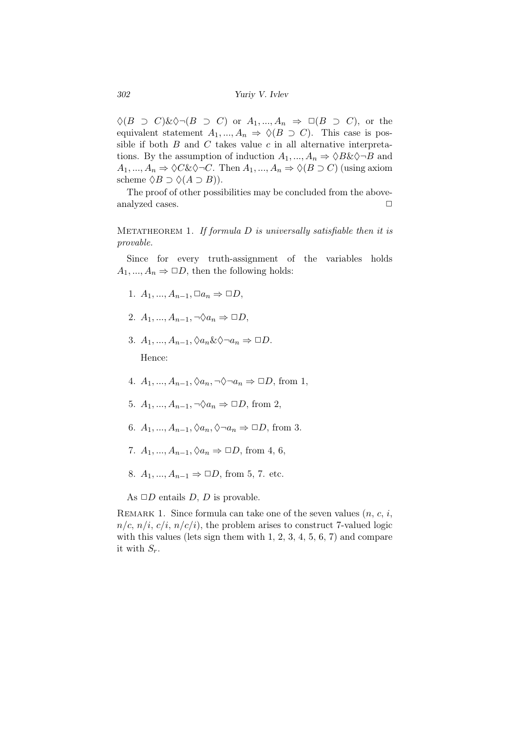$\Diamond(B \supset C)\&\Diamond\neg(B \supset C)$ or $A_1, ..., A_n \Rightarrow \Box(B \supset C)$, or the equivalent statement $A_1, ..., A_n \Rightarrow \Diamond(B \supset C)$. This case is possible if both $B$ and $C$ takes value $c$ in all alternative interpretations. By the assumption of induction $A_1, ..., A_n \Rightarrow \Diamond B\&\Diamond\neg B$ and $A_1, ..., A_n \Rightarrow \Diamond C\&\Diamond\neg C$. Then $A_1, ..., A_n \Rightarrow \Diamond(B \supset C)$ (using axiom scheme $\Diamond B \supset \Diamond(A \supset B)$).

The proof of other possibilities may be concluded from the above-analyzed cases. □

METATHEOREM 1. *If formula $D$ is universally satisfiable then it is provable.*

Since for every truth-assignment of the variables holds $A_1, ..., A_n \Rightarrow \Box D$, then the following holds:

1. $A_1, ..., A_{n-1}, \Box a_n \Rightarrow \Box D$,
2. $A_1, ..., A_{n-1}, \neg\Diamond a_n \Rightarrow \Box D$,
3. $A_1, ..., A_{n-1}, \Diamond a_n\&\Diamond\neg a_n \Rightarrow \Box D$.

   Hence:

4. $A_1, ..., A_{n-1}, \Diamond a_n, \neg\Diamond\neg a_n \Rightarrow \Box D$, from 1,
5. $A_1, ..., A_{n-1}, \neg\Diamond a_n \Rightarrow \Box D$, from 2,
6. $A_1, ..., A_{n-1}, \Diamond a_n, \Diamond\neg a_n \Rightarrow \Box D$, from 3.
7. $A_1, ..., A_{n-1}, \Diamond a_n \Rightarrow \Box D$, from 4, 6,
8. $A_1, ..., A_{n-1} \Rightarrow \Box D$, from 5, 7. etc.

As $\Box D$ entails $D$, $D$ is provable.

REMARK 1. Since formula can take one of the seven values ($n$, $c$, $i$, $n/c$, $n/i$, $c/i$, $n/c/i$), the problem arises to construct 7-valued logic with this values (lets sign them with 1, 2, 3, 4, 5, 6, 7) and compare it with $S_r$.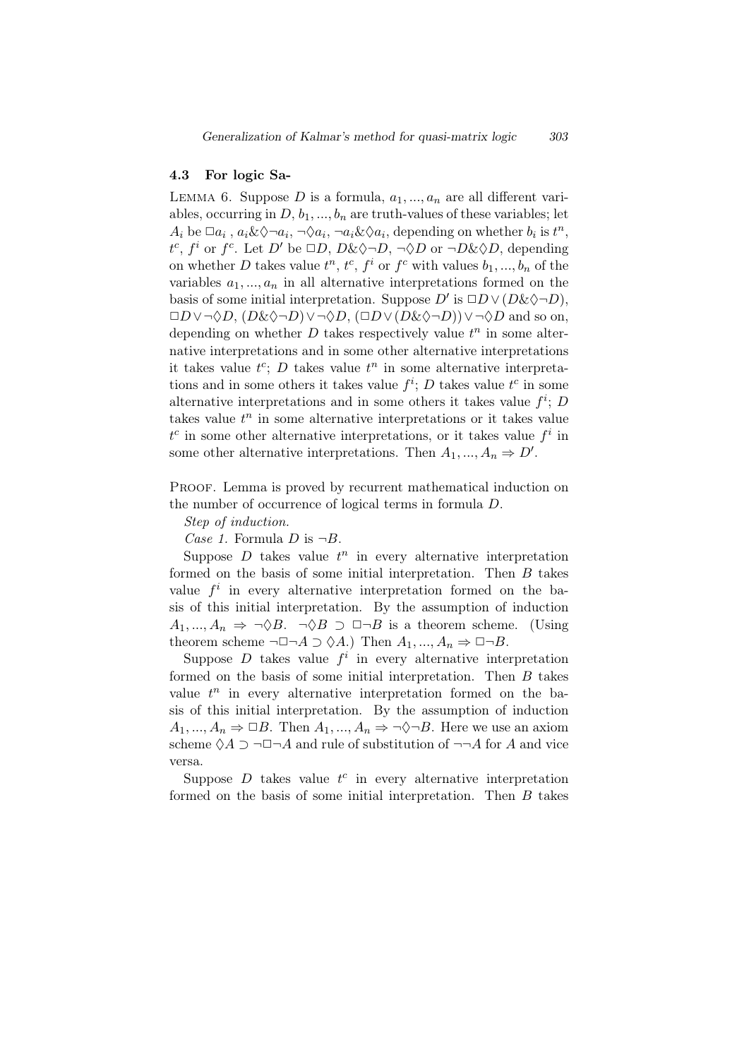### 4.3 For logic Sa-

LEMMA 6. Suppose $D$ is a formula, $a_1, ..., a_n$ are all different variables, occurring in $D$, $b_1, ..., b_n$ are truth-values of these variables; let $A_i$ be $\Box a_i$ , $a_i \& \Diamond\neg a_i$, $\neg\Diamond a_i$, $\neg a_i \& \Diamond a_i$, depending on whether $b_i$ is $t^n$, $t^c$, $f^i$ or $f^c$. Let $D'$ be $\Box D$, $D \& \Diamond\neg D$, $\neg\Diamond D$ or $\neg D \& \Diamond D$, depending on whether $D$ takes value $t^n$, $t^c$, $f^i$ or $f^c$ with values $b_1, ..., b_n$ of the variables $a_1, ..., a_n$ in all alternative interpretations formed on the basis of some initial interpretation. Suppose $D'$ is $\Box D \vee (D \& \Diamond\neg D)$, $\Box D \vee \neg\Diamond D$, $(D \& \Diamond\neg D) \vee \neg\Diamond D$, $(\Box D \vee (D \& \Diamond\neg D)) \vee \neg\Diamond D$ and so on, depending on whether $D$ takes respectively value $t^n$ in some alternative interpretations and in some other alternative interpretations it takes value $t^c$; $D$ takes value $t^n$ in some alternative interpretations and in some others it takes value $f^i$; $D$ takes value $t^c$ in some alternative interpretations and in some others it takes value $f^i$; $D$ takes value $t^n$ in some alternative interpretations or it takes value $t^c$ in some other alternative interpretations, or it takes value $f^i$ in some other alternative interpretations. Then $A_1, ..., A_n \Rightarrow D'$.

PROOF. Lemma is proved by recurrent mathematical induction on the number of occurrence of logical terms in formula $D$.

*Step of induction.*

*Case 1.* Formula $D$ is $\neg B$.

Suppose $D$ takes value $t^n$ in every alternative interpretation formed on the basis of some initial interpretation. Then $B$ takes value $f^i$ in every alternative interpretation formed on the basis of this initial interpretation. By the assumption of induction $A_1, ..., A_n \Rightarrow \neg\Diamond B$. $\neg\Diamond B \supset \Box\neg B$ is a theorem scheme. (Using theorem scheme $\neg\Box\neg A \supset \Diamond A$.) Then $A_1, ..., A_n \Rightarrow \Box\neg B$.

Suppose $D$ takes value $f^i$ in every alternative interpretation formed on the basis of some initial interpretation. Then $B$ takes value $t^n$ in every alternative interpretation formed on the basis of this initial interpretation. By the assumption of induction $A_1, ..., A_n \Rightarrow \Box B$. Then $A_1, ..., A_n \Rightarrow \neg\Diamond\neg B$. Here we use an axiom scheme $\Diamond A \supset \neg\Box\neg A$ and rule of substitution of $\neg\neg A$ for $A$ and vice versa.

Suppose $D$ takes value $t^c$ in every alternative interpretation formed on the basis of some initial interpretation. Then $B$ takes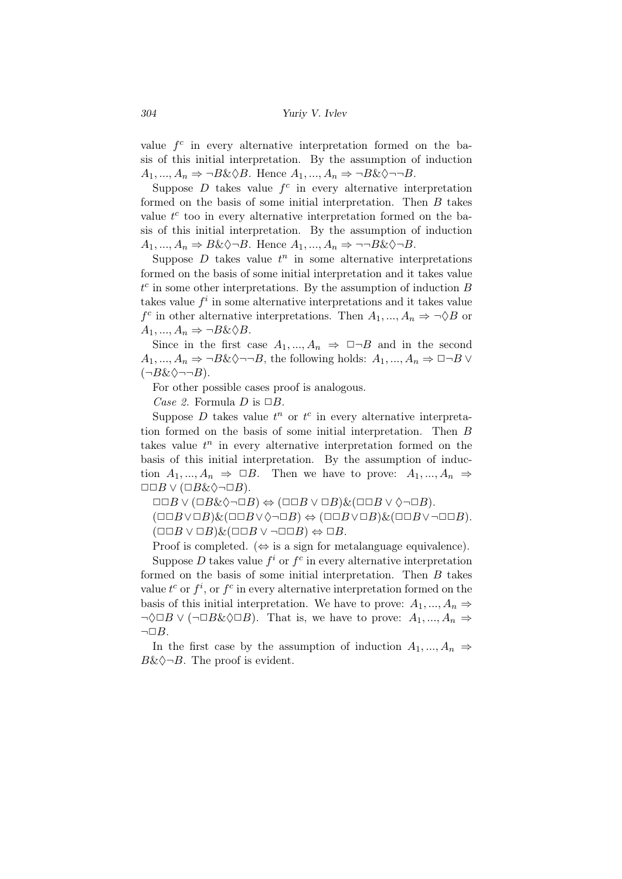value $f^c$ in every alternative interpretation formed on the basis of this initial interpretation. By the assumption of induction $A_1, ..., A_n \Rightarrow \neg B \& \Diamond B$. Hence $A_1, ..., A_n \Rightarrow \neg B \& \Diamond \neg\neg B$.

Suppose $D$ takes value $f^c$ in every alternative interpretation formed on the basis of some initial interpretation. Then $B$ takes value $t^c$ too in every alternative interpretation formed on the basis of this initial interpretation. By the assumption of induction $A_1, ..., A_n \Rightarrow B \& \Diamond \neg B$. Hence $A_1, ..., A_n \Rightarrow \neg\neg B \& \Diamond \neg B$.

Suppose $D$ takes value $t^n$ in some alternative interpretations formed on the basis of some initial interpretation and it takes value $t^c$ in some other interpretations. By the assumption of induction $B$ takes value $f^i$ in some alternative interpretations and it takes value $f^c$ in other alternative interpretations. Then $A_1, ..., A_n \Rightarrow \neg \Diamond B$ or $A_1, ..., A_n \Rightarrow \neg B \& \Diamond B$.

Since in the first case $A_1, ..., A_n \Rightarrow \Box \neg B$ and in the second $A_1, ..., A_n \Rightarrow \neg B \& \Diamond \neg\neg B$, the following holds: $A_1, ..., A_n \Rightarrow \Box \neg B \vee (\neg B \& \Diamond \neg\neg B)$.

For other possible cases proof is analogous.

*Case 2.* Formula $D$ is $\Box B$.

Suppose $D$ takes value $t^n$ or $t^c$ in every alternative interpretation formed on the basis of some initial interpretation. Then $B$ takes value $t^n$ in every alternative interpretation formed on the basis of this initial interpretation. By the assumption of induction $A_1, ..., A_n \Rightarrow \Box B$. Then we have to prove: $A_1, ..., A_n \Rightarrow \Box\Box B \vee (\Box B \& \Diamond \neg \Box B)$.

$\Box\Box B \vee (\Box B \& \Diamond \neg \Box B) \Leftrightarrow (\Box\Box B \vee \Box B) \& (\Box\Box B \vee \Diamond \neg \Box B)$.

$(\Box\Box B \vee \Box B) \& (\Box\Box B \vee \Diamond \neg \Box B) \Leftrightarrow (\Box\Box B \vee \Box B) \& (\Box\Box B \vee \neg \Box\Box B)$.

$(\Box\Box B \vee \Box B) \& (\Box\Box B \vee \neg \Box\Box B) \Leftrightarrow \Box B$.

Proof is completed. ($\Leftrightarrow$ is a sign for metalanguage equivalence).

Suppose $D$ takes value $f^i$ or $f^c$ in every alternative interpretation formed on the basis of some initial interpretation. Then $B$ takes value $t^c$ or $f^i$, or $f^c$ in every alternative interpretation formed on the basis of this initial interpretation. We have to prove: $A_1, ..., A_n \Rightarrow \neg \Diamond \Box B \vee (\neg \Box B \& \Diamond \Box B)$. That is, we have to prove: $A_1, ..., A_n \Rightarrow \neg \Box B$.

In the first case by the assumption of induction $A_1, ..., A_n \Rightarrow B \& \Diamond \neg B$. The proof is evident.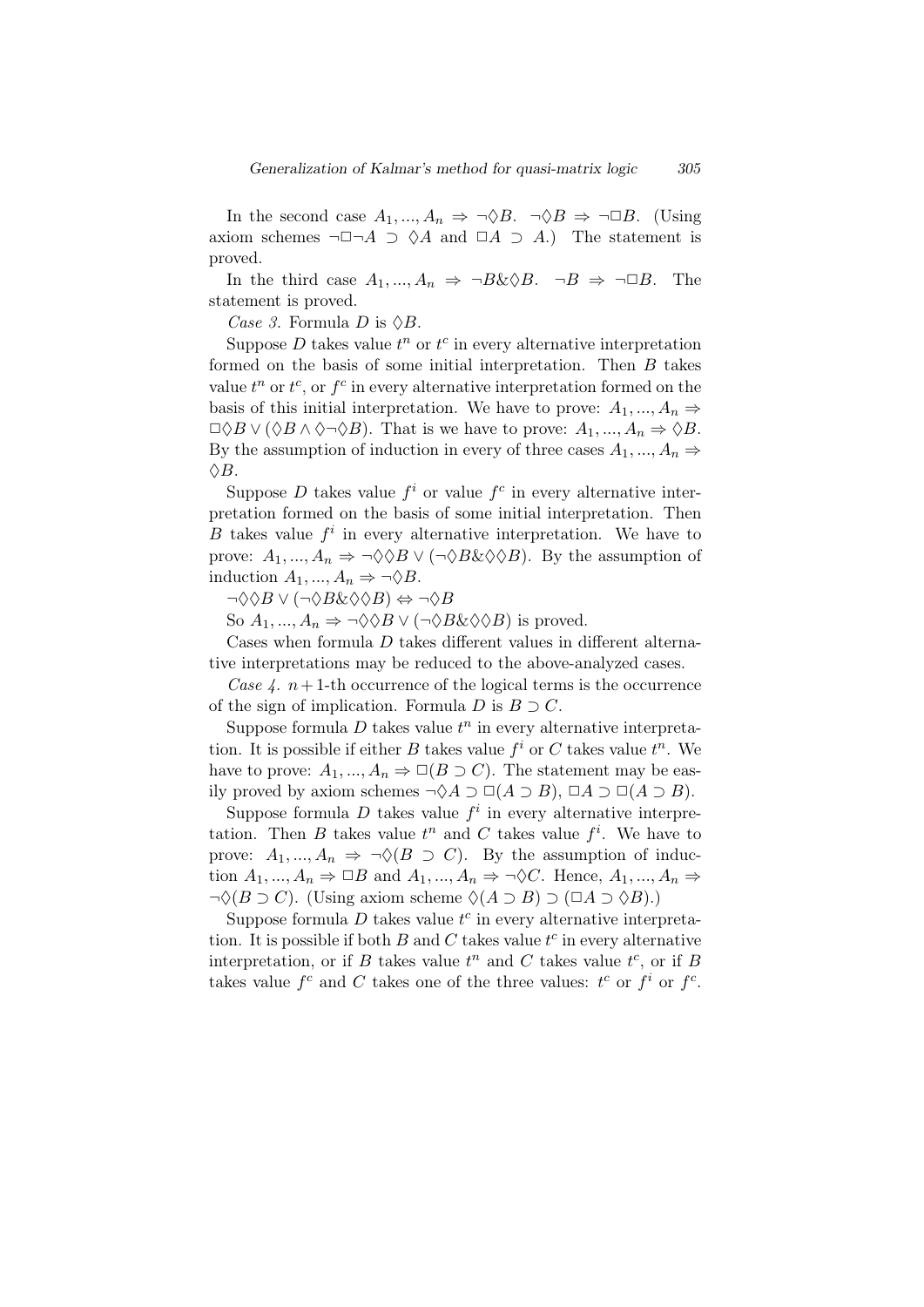In the second case $A_1, ..., A_n \Rightarrow \neg\Diamond B$. $\neg\Diamond B \Rightarrow \neg\Box B$. (Using axiom schemes $\neg\Box\neg A \supset \Diamond A$ and $\Box A \supset A$.) The statement is proved.

In the third case $A_1, ..., A_n \Rightarrow \neg B \& \Diamond B$. $\neg B \Rightarrow \neg\Box B$. The statement is proved.

*Case 3.* Formula $D$ is $\Diamond B$.

Suppose $D$ takes value $t^n$ or $t^c$ in every alternative interpretation formed on the basis of some initial interpretation. Then $B$ takes value $t^n$ or $t^c$, or $f^c$ in every alternative interpretation formed on the basis of this initial interpretation. We have to prove: $A_1, ..., A_n \Rightarrow \Box\Diamond B \vee (\Diamond B \wedge \Diamond\neg\Diamond B)$. That is we have to prove: $A_1, ..., A_n \Rightarrow \Diamond B$. By the assumption of induction in every of three cases $A_1, ..., A_n \Rightarrow \Diamond B$.

Suppose $D$ takes value $f^i$ or value $f^c$ in every alternative interpretation formed on the basis of some initial interpretation. Then $B$ takes value $f^i$ in every alternative interpretation. We have to prove: $A_1, ..., A_n \Rightarrow \neg\Diamond\Diamond B \vee (\neg\Diamond B \& \Diamond\Diamond B)$. By the assumption of induction $A_1, ..., A_n \Rightarrow \neg\Diamond B$.

$\neg\Diamond\Diamond B \vee (\neg\Diamond B \& \Diamond\Diamond B) \Leftrightarrow \neg\Diamond B$

So $A_1, ..., A_n \Rightarrow \neg\Diamond\Diamond B \vee (\neg\Diamond B \& \Diamond\Diamond B)$ is proved.

Cases when formula $D$ takes different values in different alternative interpretations may be reduced to the above-analyzed cases.

*Case 4.* $n+1$-th occurrence of the logical terms is the occurrence of the sign of implication. Formula $D$ is $B \supset C$.

Suppose formula $D$ takes value $t^n$ in every alternative interpretation. It is possible if either $B$ takes value $f^i$ or $C$ takes value $t^n$. We have to prove: $A_1, ..., A_n \Rightarrow \Box(B \supset C)$. The statement may be easily proved by axiom schemes $\neg\Diamond A \supset \Box(A \supset B)$, $\Box A \supset \Box(A \supset B)$.

Suppose formula $D$ takes value $f^i$ in every alternative interpretation. Then $B$ takes value $t^n$ and $C$ takes value $f^i$. We have to prove: $A_1, ..., A_n \Rightarrow \neg\Diamond(B \supset C)$. By the assumption of induction $A_1, ..., A_n \Rightarrow \Box B$ and $A_1, ..., A_n \Rightarrow \neg\Diamond C$. Hence, $A_1, ..., A_n \Rightarrow \neg\Diamond(B \supset C)$. (Using axiom scheme $\Diamond(A \supset B) \supset (\Box A \supset \Diamond B)$.)

Suppose formula $D$ takes value $t^c$ in every alternative interpretation. It is possible if both $B$ and $C$ takes value $t^c$ in every alternative interpretation, or if $B$ takes value $t^n$ and $C$ takes value $t^c$, or if $B$ takes value $f^c$ and $C$ takes one of the three values: $t^c$ or $f^i$ or $f^c$.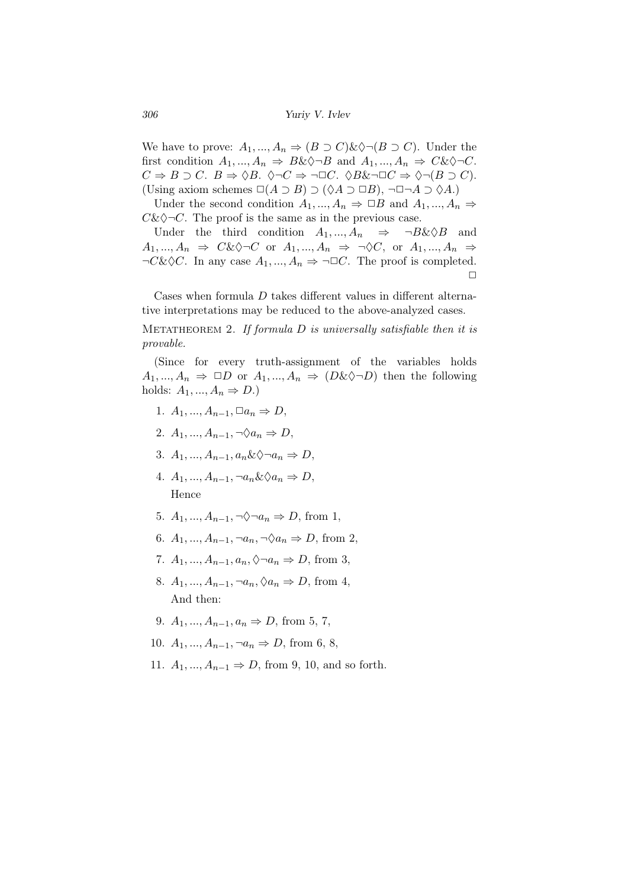We have to prove: $A_1, ..., A_n \Rightarrow (B \supset C) \& \Diamond\neg(B \supset C)$. Under the first condition $A_1, ..., A_n \Rightarrow B \& \Diamond\neg B$ and $A_1, ..., A_n \Rightarrow C \& \Diamond\neg C$. $C \Rightarrow B \supset C$. $B \Rightarrow \Diamond B$. $\Diamond\neg C \Rightarrow \neg\Box C$. $\Diamond B \& \neg\Box C \Rightarrow \Diamond\neg(B \supset C)$. (Using axiom schemes $\Box(A \supset B) \supset (\Diamond A \supset \Box B)$, $\neg\Box\neg A \supset \Diamond A$.)

Under the second condition $A_1, ..., A_n \Rightarrow \Box B$ and $A_1, ..., A_n \Rightarrow C \& \Diamond\neg C$. The proof is the same as in the previous case.

Under the third condition $A_1, ..., A_n \Rightarrow \neg B \& \Diamond B$ and $A_1, ..., A_n \Rightarrow C \& \Diamond\neg C$ or $A_1, ..., A_n \Rightarrow \neg\Diamond C$, or $A_1, ..., A_n \Rightarrow \neg C \& \Diamond C$. In any case $A_1, ..., A_n \Rightarrow \neg\Box C$. The proof is completed. $\Box$

Cases when formula $D$ takes different values in different alternative interpretations may be reduced to the above-analyzed cases.

Metatheorem 2. *If formula $D$ is universally satisfiable then it is provable.*

(Since for every truth-assignment of the variables holds $A_1, ..., A_n \Rightarrow \Box D$ or $A_1, ..., A_n \Rightarrow (D \& \Diamond\neg D)$ then the following holds: $A_1, ..., A_n \Rightarrow D$.)

1. $A_1, ..., A_{n-1}, \Box a_n \Rightarrow D$,
2. $A_1, ..., A_{n-1}, \neg\Diamond a_n \Rightarrow D$,
3. $A_1, ..., A_{n-1}, a_n \& \Diamond\neg a_n \Rightarrow D$,
4. $A_1, ..., A_{n-1}, \neg a_n \& \Diamond a_n \Rightarrow D$,
   Hence
5. $A_1, ..., A_{n-1}, \neg\Diamond\neg a_n \Rightarrow D$, from 1,
6. $A_1, ..., A_{n-1}, \neg a_n, \neg\Diamond a_n \Rightarrow D$, from 2,
7. $A_1, ..., A_{n-1}, a_n, \Diamond\neg a_n \Rightarrow D$, from 3,
8. $A_1, ..., A_{n-1}, \neg a_n, \Diamond a_n \Rightarrow D$, from 4,
   And then:
9. $A_1, ..., A_{n-1}, a_n \Rightarrow D$, from 5, 7,
10. $A_1, ..., A_{n-1}, \neg a_n \Rightarrow D$, from 6, 8,
11. $A_1, ..., A_{n-1} \Rightarrow D$, from 9, 10, and so forth.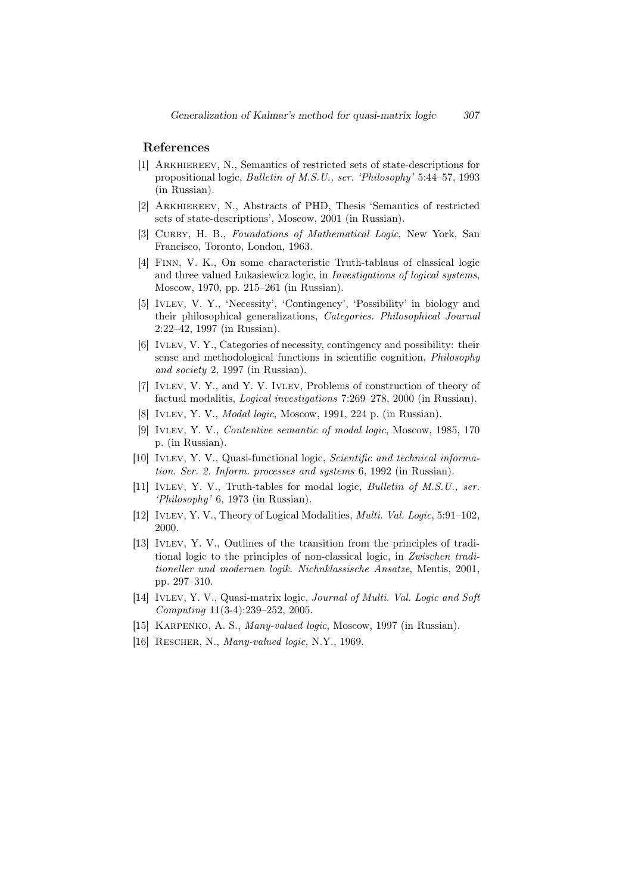## References

[1] Arkhiereev, N., Semantics of restricted sets of state-descriptions for propositional logic, *Bulletin of M.S.U., ser. 'Philosophy'* 5:44–57, 1993 (in Russian).

[2] Arkhiereev, N., Abstracts of PHD, Thesis 'Semantics of restricted sets of state-descriptions', Moscow, 2001 (in Russian).

[3] Curry, H. B., *Foundations of Mathematical Logic*, New York, San Francisco, Toronto, London, 1963.

[4] Finn, V. K., On some characteristic Truth-tablaus of classical logic and three valued Łukasiewicz logic, in *Investigations of logical systems*, Moscow, 1970, pp. 215–261 (in Russian).

[5] Ivlev, V. Y., 'Necessity', 'Contingency', 'Possibility' in biology and their philosophical generalizations, *Categories. Philosophical Journal* 2:22–42, 1997 (in Russian).

[6] Ivlev, V. Y., Categories of necessity, contingency and possibility: their sense and methodological functions in scientific cognition, *Philosophy and society* 2, 1997 (in Russian).

[7] Ivlev, V. Y., and Y. V. Ivlev, Problems of construction of theory of factual modalitis, *Logical investigations* 7:269–278, 2000 (in Russian).

[8] Ivlev, Y. V., *Modal logic*, Moscow, 1991, 224 p. (in Russian).

[9] Ivlev, Y. V., *Contentive semantic of modal logic*, Moscow, 1985, 170 p. (in Russian).

[10] Ivlev, Y. V., Quasi-functional logic, *Scientific and technical information. Ser. 2. Inform. processes and systems* 6, 1992 (in Russian).

[11] Ivlev, Y. V., Truth-tables for modal logic, *Bulletin of M.S.U., ser. 'Philosophy'* 6, 1973 (in Russian).

[12] Ivlev, Y. V., Theory of Logical Modalities, *Multi. Val. Logic*, 5:91–102, 2000.

[13] Ivlev, Y. V., Outlines of the transition from the principles of traditional logic to the principles of non-classical logic, in *Zwischen traditioneller und modernen logik. Nichnklassische Ansatze*, Mentis, 2001, pp. 297–310.

[14] Ivlev, Y. V., Quasi-matrix logic, *Journal of Multi. Val. Logic and Soft Computing* 11(3-4):239–252, 2005.

[15] Karpenko, A. S., *Many-valued logic*, Moscow, 1997 (in Russian).

[16] Rescher, N., *Many-valued logic*, N.Y., 1969.